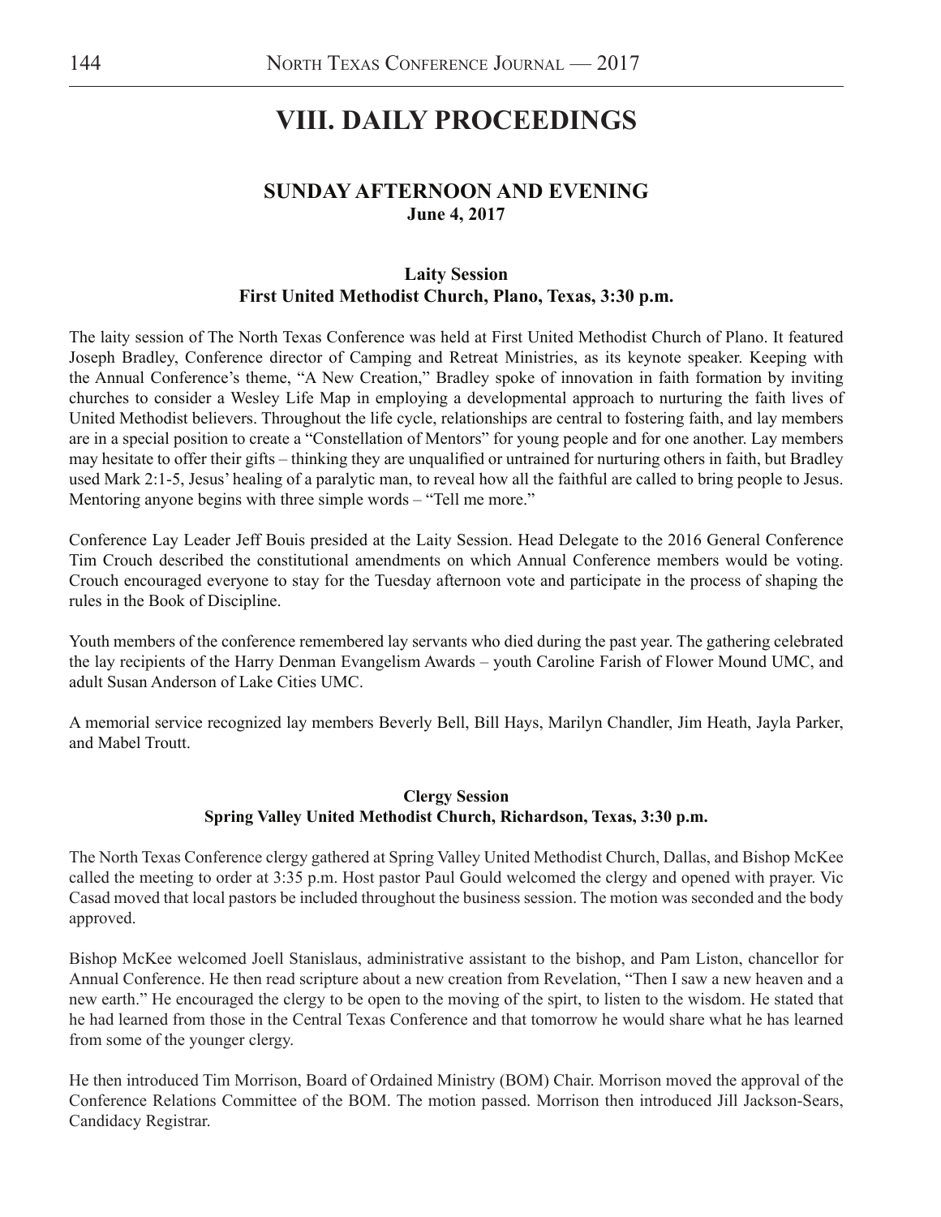# VIII. DAILY PROCEEDINGS

## SUNDAY AFTERNOON AND EVENING
**June 4, 2017**

### Laity Session
**First United Methodist Church, Plano, Texas, 3:30 p.m.**

The laity session of The North Texas Conference was held at First United Methodist Church of Plano. It featured Joseph Bradley, Conference director of Camping and Retreat Ministries, as its keynote speaker. Keeping with the Annual Conference's theme, "A New Creation," Bradley spoke of innovation in faith formation by inviting churches to consider a Wesley Life Map in employing a developmental approach to nurturing the faith lives of United Methodist believers. Throughout the life cycle, relationships are central to fostering faith, and lay members are in a special position to create a "Constellation of Mentors" for young people and for one another. Lay members may hesitate to offer their gifts – thinking they are unqualified or untrained for nurturing others in faith, but Bradley used Mark 2:1-5, Jesus' healing of a paralytic man, to reveal how all the faithful are called to bring people to Jesus. Mentoring anyone begins with three simple words – "Tell me more."

Conference Lay Leader Jeff Bouis presided at the Laity Session. Head Delegate to the 2016 General Conference Tim Crouch described the constitutional amendments on which Annual Conference members would be voting. Crouch encouraged everyone to stay for the Tuesday afternoon vote and participate in the process of shaping the rules in the Book of Discipline.

Youth members of the conference remembered lay servants who died during the past year. The gathering celebrated the lay recipients of the Harry Denman Evangelism Awards – youth Caroline Farish of Flower Mound UMC, and adult Susan Anderson of Lake Cities UMC.

A memorial service recognized lay members Beverly Bell, Bill Hays, Marilyn Chandler, Jim Heath, Jayla Parker, and Mabel Troutt.

### Clergy Session
**Spring Valley United Methodist Church, Richardson, Texas, 3:30 p.m.**

The North Texas Conference clergy gathered at Spring Valley United Methodist Church, Dallas, and Bishop McKee called the meeting to order at 3:35 p.m. Host pastor Paul Gould welcomed the clergy and opened with prayer. Vic Casad moved that local pastors be included throughout the business session. The motion was seconded and the body approved.

Bishop McKee welcomed Joell Stanislaus, administrative assistant to the bishop, and Pam Liston, chancellor for Annual Conference. He then read scripture about a new creation from Revelation, "Then I saw a new heaven and a new earth." He encouraged the clergy to be open to the moving of the spirt, to listen to the wisdom. He stated that he had learned from those in the Central Texas Conference and that tomorrow he would share what he has learned from some of the younger clergy.

He then introduced Tim Morrison, Board of Ordained Ministry (BOM) Chair. Morrison moved the approval of the Conference Relations Committee of the BOM. The motion passed. Morrison then introduced Jill Jackson-Sears, Candidacy Registrar.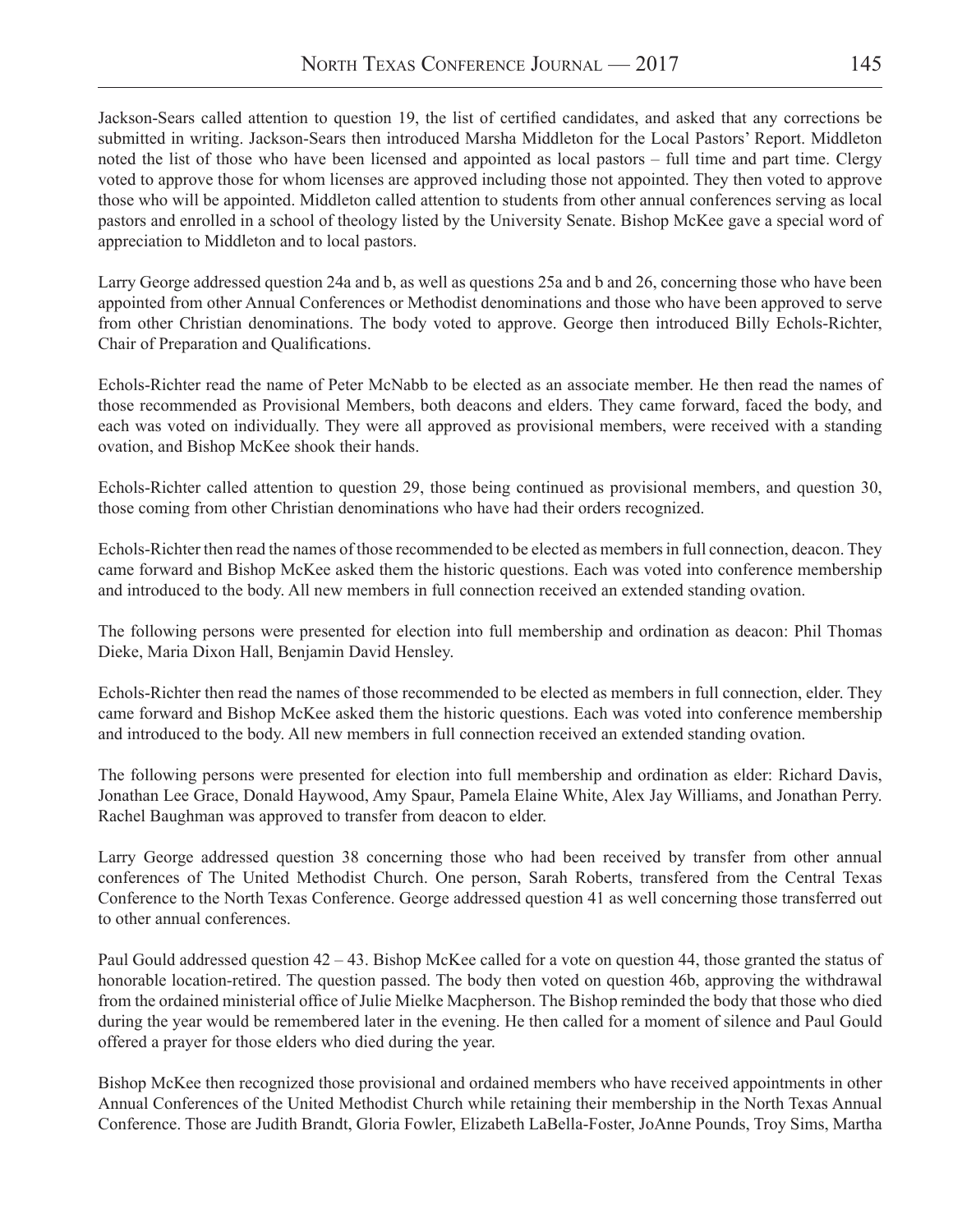Jackson-Sears called attention to question 19, the list of certified candidates, and asked that any corrections be submitted in writing. Jackson-Sears then introduced Marsha Middleton for the Local Pastors' Report. Middleton noted the list of those who have been licensed and appointed as local pastors – full time and part time. Clergy voted to approve those for whom licenses are approved including those not appointed. They then voted to approve those who will be appointed. Middleton called attention to students from other annual conferences serving as local pastors and enrolled in a school of theology listed by the University Senate. Bishop McKee gave a special word of appreciation to Middleton and to local pastors.

Larry George addressed question 24a and b, as well as questions 25a and b and 26, concerning those who have been appointed from other Annual Conferences or Methodist denominations and those who have been approved to serve from other Christian denominations. The body voted to approve. George then introduced Billy Echols-Richter, Chair of Preparation and Qualifications.

Echols-Richter read the name of Peter McNabb to be elected as an associate member. He then read the names of those recommended as Provisional Members, both deacons and elders. They came forward, faced the body, and each was voted on individually. They were all approved as provisional members, were received with a standing ovation, and Bishop McKee shook their hands.

Echols-Richter called attention to question 29, those being continued as provisional members, and question 30, those coming from other Christian denominations who have had their orders recognized.

Echols-Richter then read the names of those recommended to be elected as members in full connection, deacon. They came forward and Bishop McKee asked them the historic questions. Each was voted into conference membership and introduced to the body. All new members in full connection received an extended standing ovation.

The following persons were presented for election into full membership and ordination as deacon: Phil Thomas Dieke, Maria Dixon Hall, Benjamin David Hensley.

Echols-Richter then read the names of those recommended to be elected as members in full connection, elder. They came forward and Bishop McKee asked them the historic questions. Each was voted into conference membership and introduced to the body. All new members in full connection received an extended standing ovation.

The following persons were presented for election into full membership and ordination as elder: Richard Davis, Jonathan Lee Grace, Donald Haywood, Amy Spaur, Pamela Elaine White, Alex Jay Williams, and Jonathan Perry. Rachel Baughman was approved to transfer from deacon to elder.

Larry George addressed question 38 concerning those who had been received by transfer from other annual conferences of The United Methodist Church. One person, Sarah Roberts, transfered from the Central Texas Conference to the North Texas Conference. George addressed question 41 as well concerning those transferred out to other annual conferences.

Paul Gould addressed question 42 – 43. Bishop McKee called for a vote on question 44, those granted the status of honorable location-retired. The question passed. The body then voted on question 46b, approving the withdrawal from the ordained ministerial office of Julie Mielke Macpherson. The Bishop reminded the body that those who died during the year would be remembered later in the evening. He then called for a moment of silence and Paul Gould offered a prayer for those elders who died during the year.

Bishop McKee then recognized those provisional and ordained members who have received appointments in other Annual Conferences of the United Methodist Church while retaining their membership in the North Texas Annual Conference. Those are Judith Brandt, Gloria Fowler, Elizabeth LaBella-Foster, JoAnne Pounds, Troy Sims, Martha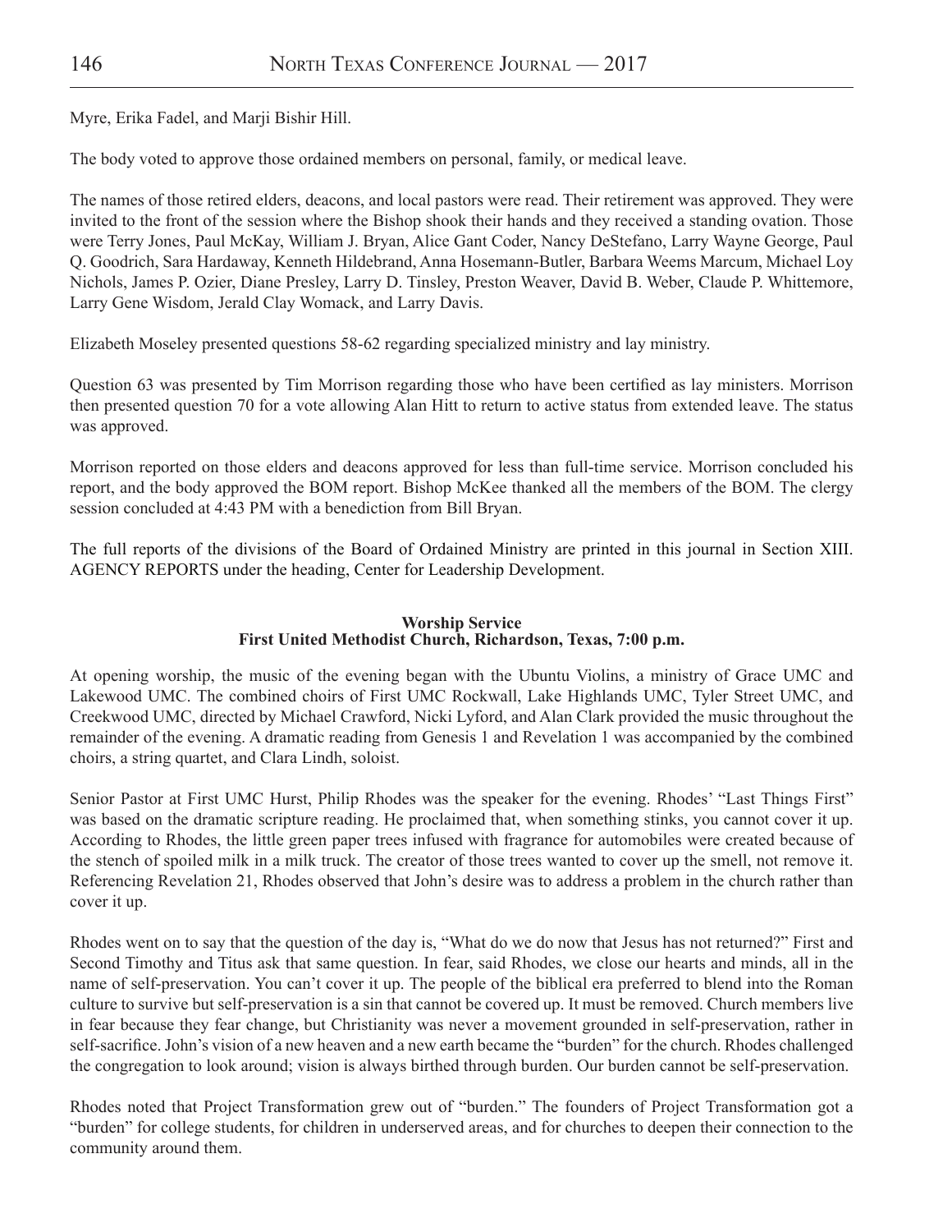Myre, Erika Fadel, and Marji Bishir Hill.

The body voted to approve those ordained members on personal, family, or medical leave.

The names of those retired elders, deacons, and local pastors were read. Their retirement was approved. They were invited to the front of the session where the Bishop shook their hands and they received a standing ovation. Those were Terry Jones, Paul McKay, William J. Bryan, Alice Gant Coder, Nancy DeStefano, Larry Wayne George, Paul Q. Goodrich, Sara Hardaway, Kenneth Hildebrand, Anna Hosemann-Butler, Barbara Weems Marcum, Michael Loy Nichols, James P. Ozier, Diane Presley, Larry D. Tinsley, Preston Weaver, David B. Weber, Claude P. Whittemore, Larry Gene Wisdom, Jerald Clay Womack, and Larry Davis.

Elizabeth Moseley presented questions 58-62 regarding specialized ministry and lay ministry.

Question 63 was presented by Tim Morrison regarding those who have been certified as lay ministers. Morrison then presented question 70 for a vote allowing Alan Hitt to return to active status from extended leave. The status was approved.

Morrison reported on those elders and deacons approved for less than full-time service. Morrison concluded his report, and the body approved the BOM report. Bishop McKee thanked all the members of the BOM. The clergy session concluded at 4:43 PM with a benediction from Bill Bryan.

The full reports of the divisions of the Board of Ordained Ministry are printed in this journal in Section XIII. AGENCY REPORTS under the heading, Center for Leadership Development.

**Worship Service**
**First United Methodist Church, Richardson, Texas, 7:00 p.m.**

At opening worship, the music of the evening began with the Ubuntu Violins, a ministry of Grace UMC and Lakewood UMC. The combined choirs of First UMC Rockwall, Lake Highlands UMC, Tyler Street UMC, and Creekwood UMC, directed by Michael Crawford, Nicki Lyford, and Alan Clark provided the music throughout the remainder of the evening. A dramatic reading from Genesis 1 and Revelation 1 was accompanied by the combined choirs, a string quartet, and Clara Lindh, soloist.

Senior Pastor at First UMC Hurst, Philip Rhodes was the speaker for the evening. Rhodes' "Last Things First" was based on the dramatic scripture reading. He proclaimed that, when something stinks, you cannot cover it up. According to Rhodes, the little green paper trees infused with fragrance for automobiles were created because of the stench of spoiled milk in a milk truck. The creator of those trees wanted to cover up the smell, not remove it. Referencing Revelation 21, Rhodes observed that John's desire was to address a problem in the church rather than cover it up.

Rhodes went on to say that the question of the day is, "What do we do now that Jesus has not returned?" First and Second Timothy and Titus ask that same question. In fear, said Rhodes, we close our hearts and minds, all in the name of self-preservation. You can't cover it up. The people of the biblical era preferred to blend into the Roman culture to survive but self-preservation is a sin that cannot be covered up. It must be removed. Church members live in fear because they fear change, but Christianity was never a movement grounded in self-preservation, rather in self-sacrifice. John's vision of a new heaven and a new earth became the "burden" for the church. Rhodes challenged the congregation to look around; vision is always birthed through burden. Our burden cannot be self-preservation.

Rhodes noted that Project Transformation grew out of "burden." The founders of Project Transformation got a "burden" for college students, for children in underserved areas, and for churches to deepen their connection to the community around them.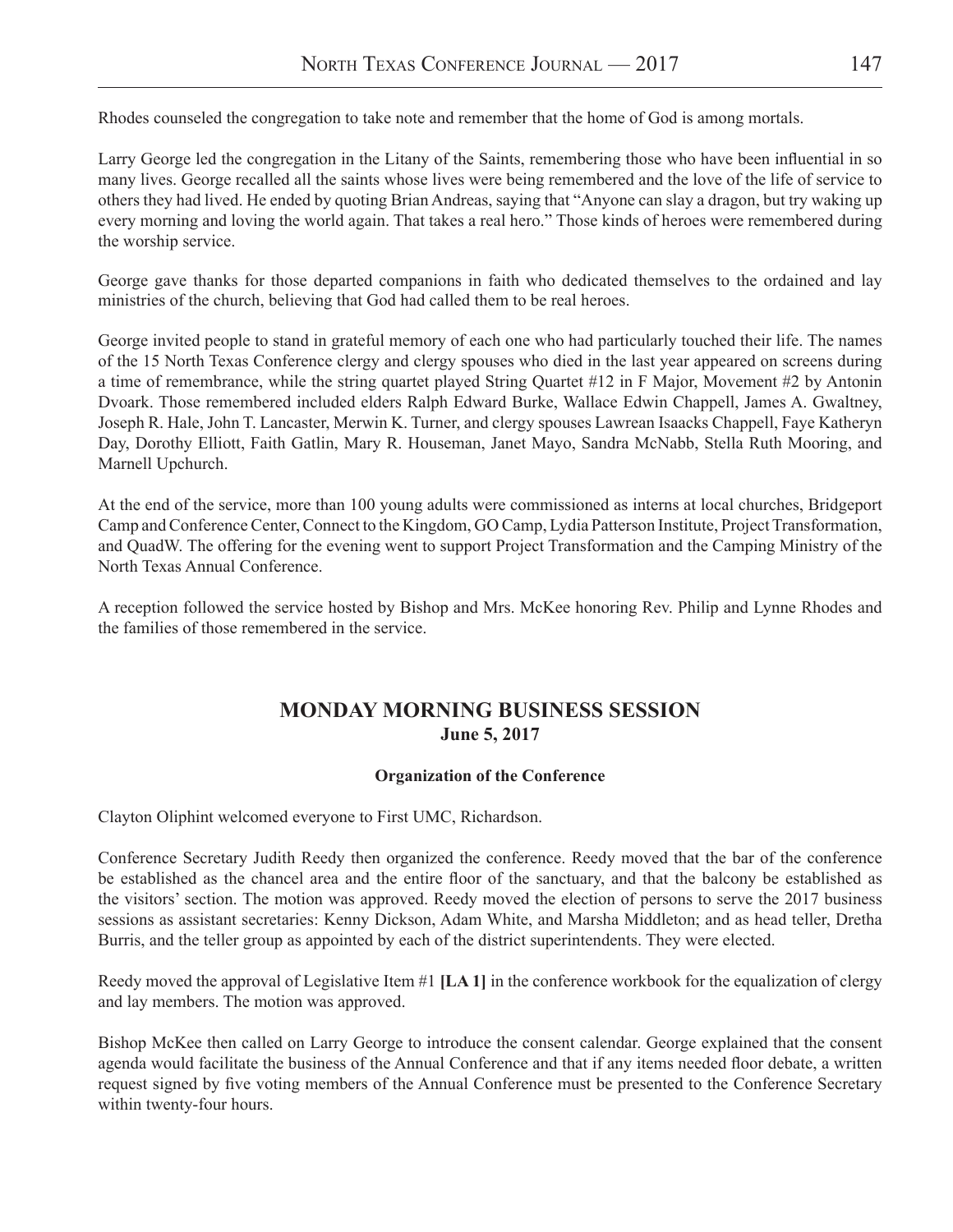Rhodes counseled the congregation to take note and remember that the home of God is among mortals.

Larry George led the congregation in the Litany of the Saints, remembering those who have been influential in so many lives. George recalled all the saints whose lives were being remembered and the love of the life of service to others they had lived. He ended by quoting Brian Andreas, saying that "Anyone can slay a dragon, but try waking up every morning and loving the world again. That takes a real hero." Those kinds of heroes were remembered during the worship service.

George gave thanks for those departed companions in faith who dedicated themselves to the ordained and lay ministries of the church, believing that God had called them to be real heroes.

George invited people to stand in grateful memory of each one who had particularly touched their life. The names of the 15 North Texas Conference clergy and clergy spouses who died in the last year appeared on screens during a time of remembrance, while the string quartet played String Quartet #12 in F Major, Movement #2 by Antonin Dvoark. Those remembered included elders Ralph Edward Burke, Wallace Edwin Chappell, James A. Gwaltney, Joseph R. Hale, John T. Lancaster, Merwin K. Turner, and clergy spouses Lawrean Isaacks Chappell, Faye Katheryn Day, Dorothy Elliott, Faith Gatlin, Mary R. Houseman, Janet Mayo, Sandra McNabb, Stella Ruth Mooring, and Marnell Upchurch.

At the end of the service, more than 100 young adults were commissioned as interns at local churches, Bridgeport Camp and Conference Center, Connect to the Kingdom, GO Camp, Lydia Patterson Institute, Project Transformation, and QuadW. The offering for the evening went to support Project Transformation and the Camping Ministry of the North Texas Annual Conference.

A reception followed the service hosted by Bishop and Mrs. McKee honoring Rev. Philip and Lynne Rhodes and the families of those remembered in the service.

## MONDAY MORNING BUSINESS SESSION
**June 5, 2017**

### Organization of the Conference

Clayton Oliphint welcomed everyone to First UMC, Richardson.

Conference Secretary Judith Reedy then organized the conference. Reedy moved that the bar of the conference be established as the chancel area and the entire floor of the sanctuary, and that the balcony be established as the visitors' section. The motion was approved. Reedy moved the election of persons to serve the 2017 business sessions as assistant secretaries: Kenny Dickson, Adam White, and Marsha Middleton; and as head teller, Dretha Burris, and the teller group as appointed by each of the district superintendents. They were elected.

Reedy moved the approval of Legislative Item #1 **[LA 1]** in the conference workbook for the equalization of clergy and lay members. The motion was approved.

Bishop McKee then called on Larry George to introduce the consent calendar. George explained that the consent agenda would facilitate the business of the Annual Conference and that if any items needed floor debate, a written request signed by five voting members of the Annual Conference must be presented to the Conference Secretary within twenty-four hours.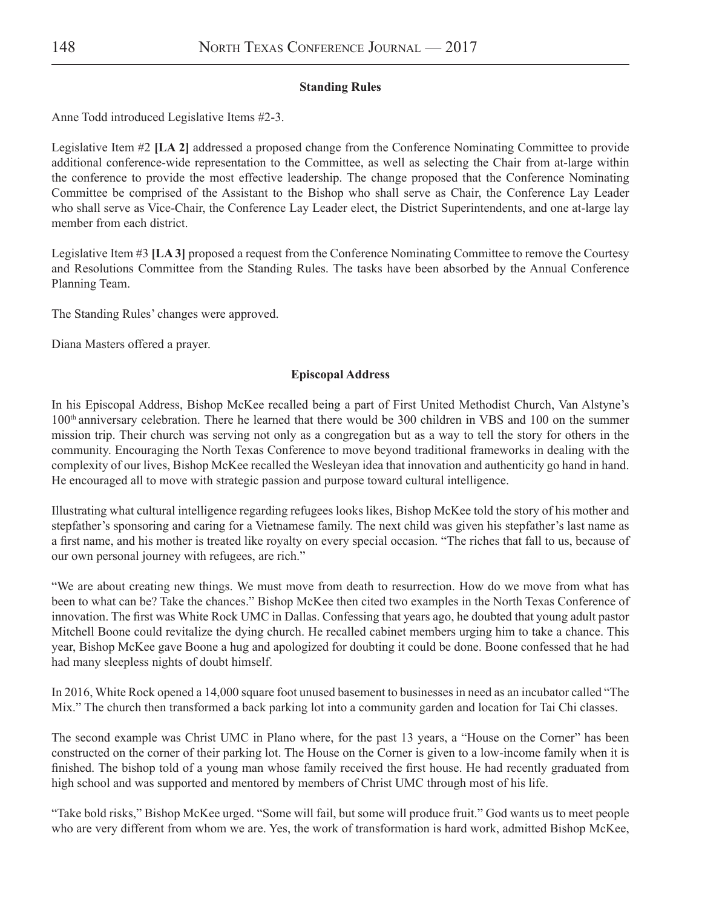### Standing Rules

Anne Todd introduced Legislative Items #2-3.

Legislative Item #2 **[LA 2]** addressed a proposed change from the Conference Nominating Committee to provide additional conference-wide representation to the Committee, as well as selecting the Chair from at-large within the conference to provide the most effective leadership. The change proposed that the Conference Nominating Committee be comprised of the Assistant to the Bishop who shall serve as Chair, the Conference Lay Leader who shall serve as Vice-Chair, the Conference Lay Leader elect, the District Superintendents, and one at-large lay member from each district.

Legislative Item #3 **[LA 3]** proposed a request from the Conference Nominating Committee to remove the Courtesy and Resolutions Committee from the Standing Rules. The tasks have been absorbed by the Annual Conference Planning Team.

The Standing Rules' changes were approved.

Diana Masters offered a prayer.

### Episcopal Address

In his Episcopal Address, Bishop McKee recalled being a part of First United Methodist Church, Van Alstyne's 100th anniversary celebration. There he learned that there would be 300 children in VBS and 100 on the summer mission trip. Their church was serving not only as a congregation but as a way to tell the story for others in the community. Encouraging the North Texas Conference to move beyond traditional frameworks in dealing with the complexity of our lives, Bishop McKee recalled the Wesleyan idea that innovation and authenticity go hand in hand. He encouraged all to move with strategic passion and purpose toward cultural intelligence.

Illustrating what cultural intelligence regarding refugees looks likes, Bishop McKee told the story of his mother and stepfather's sponsoring and caring for a Vietnamese family. The next child was given his stepfather's last name as a first name, and his mother is treated like royalty on every special occasion. "The riches that fall to us, because of our own personal journey with refugees, are rich."

"We are about creating new things. We must move from death to resurrection. How do we move from what has been to what can be? Take the chances." Bishop McKee then cited two examples in the North Texas Conference of innovation. The first was White Rock UMC in Dallas. Confessing that years ago, he doubted that young adult pastor Mitchell Boone could revitalize the dying church. He recalled cabinet members urging him to take a chance. This year, Bishop McKee gave Boone a hug and apologized for doubting it could be done. Boone confessed that he had had many sleepless nights of doubt himself.

In 2016, White Rock opened a 14,000 square foot unused basement to businesses in need as an incubator called "The Mix." The church then transformed a back parking lot into a community garden and location for Tai Chi classes.

The second example was Christ UMC in Plano where, for the past 13 years, a "House on the Corner" has been constructed on the corner of their parking lot. The House on the Corner is given to a low-income family when it is finished. The bishop told of a young man whose family received the first house. He had recently graduated from high school and was supported and mentored by members of Christ UMC through most of his life.

"Take bold risks," Bishop McKee urged. "Some will fail, but some will produce fruit." God wants us to meet people who are very different from whom we are. Yes, the work of transformation is hard work, admitted Bishop McKee,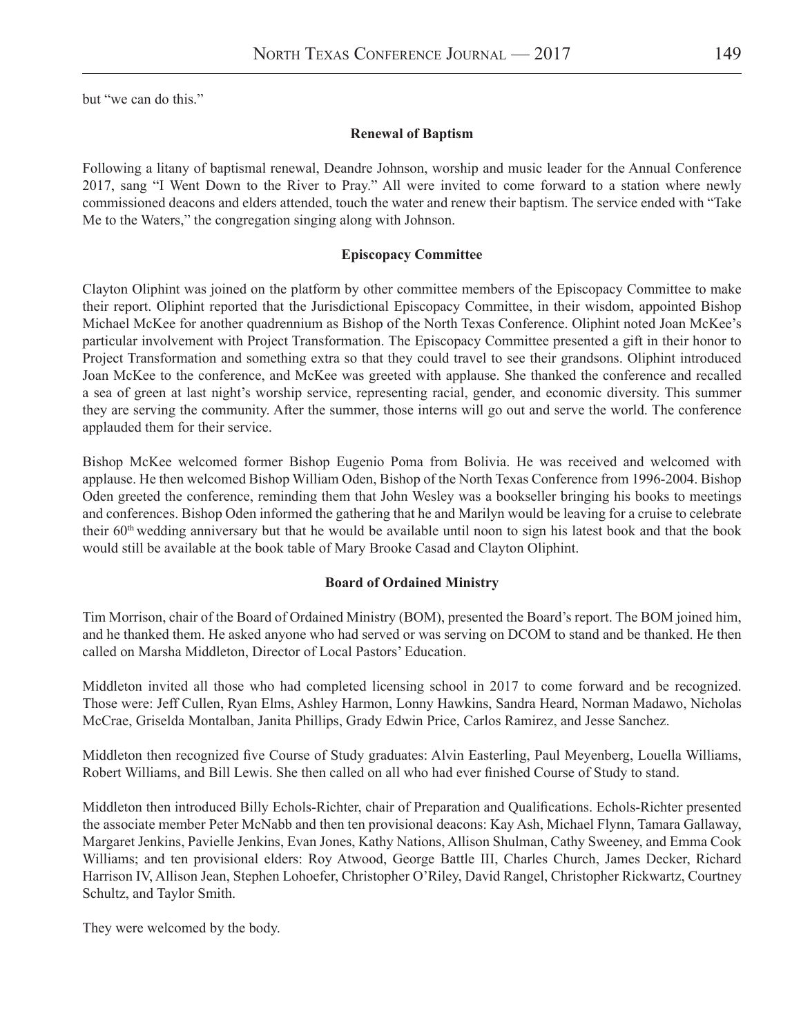but "we can do this."

**Renewal of Baptism**

Following a litany of baptismal renewal, Deandre Johnson, worship and music leader for the Annual Conference 2017, sang "I Went Down to the River to Pray." All were invited to come forward to a station where newly commissioned deacons and elders attended, touch the water and renew their baptism. The service ended with "Take Me to the Waters," the congregation singing along with Johnson.

**Episcopacy Committee**

Clayton Oliphint was joined on the platform by other committee members of the Episcopacy Committee to make their report. Oliphint reported that the Jurisdictional Episcopacy Committee, in their wisdom, appointed Bishop Michael McKee for another quadrennium as Bishop of the North Texas Conference. Oliphint noted Joan McKee's particular involvement with Project Transformation. The Episcopacy Committee presented a gift in their honor to Project Transformation and something extra so that they could travel to see their grandsons. Oliphint introduced Joan McKee to the conference, and McKee was greeted with applause. She thanked the conference and recalled a sea of green at last night's worship service, representing racial, gender, and economic diversity. This summer they are serving the community. After the summer, those interns will go out and serve the world. The conference applauded them for their service.

Bishop McKee welcomed former Bishop Eugenio Poma from Bolivia. He was received and welcomed with applause. He then welcomed Bishop William Oden, Bishop of the North Texas Conference from 1996-2004. Bishop Oden greeted the conference, reminding them that John Wesley was a bookseller bringing his books to meetings and conferences. Bishop Oden informed the gathering that he and Marilyn would be leaving for a cruise to celebrate their 60th wedding anniversary but that he would be available until noon to sign his latest book and that the book would still be available at the book table of Mary Brooke Casad and Clayton Oliphint.

**Board of Ordained Ministry**

Tim Morrison, chair of the Board of Ordained Ministry (BOM), presented the Board's report. The BOM joined him, and he thanked them. He asked anyone who had served or was serving on DCOM to stand and be thanked. He then called on Marsha Middleton, Director of Local Pastors' Education.

Middleton invited all those who had completed licensing school in 2017 to come forward and be recognized. Those were: Jeff Cullen, Ryan Elms, Ashley Harmon, Lonny Hawkins, Sandra Heard, Norman Madawo, Nicholas McCrae, Griselda Montalban, Janita Phillips, Grady Edwin Price, Carlos Ramirez, and Jesse Sanchez.

Middleton then recognized five Course of Study graduates: Alvin Easterling, Paul Meyenberg, Louella Williams, Robert Williams, and Bill Lewis. She then called on all who had ever finished Course of Study to stand.

Middleton then introduced Billy Echols-Richter, chair of Preparation and Qualifications. Echols-Richter presented the associate member Peter McNabb and then ten provisional deacons: Kay Ash, Michael Flynn, Tamara Gallaway, Margaret Jenkins, Pavielle Jenkins, Evan Jones, Kathy Nations, Allison Shulman, Cathy Sweeney, and Emma Cook Williams; and ten provisional elders: Roy Atwood, George Battle III, Charles Church, James Decker, Richard Harrison IV, Allison Jean, Stephen Lohoefer, Christopher O'Riley, David Rangel, Christopher Rickwartz, Courtney Schultz, and Taylor Smith.

They were welcomed by the body.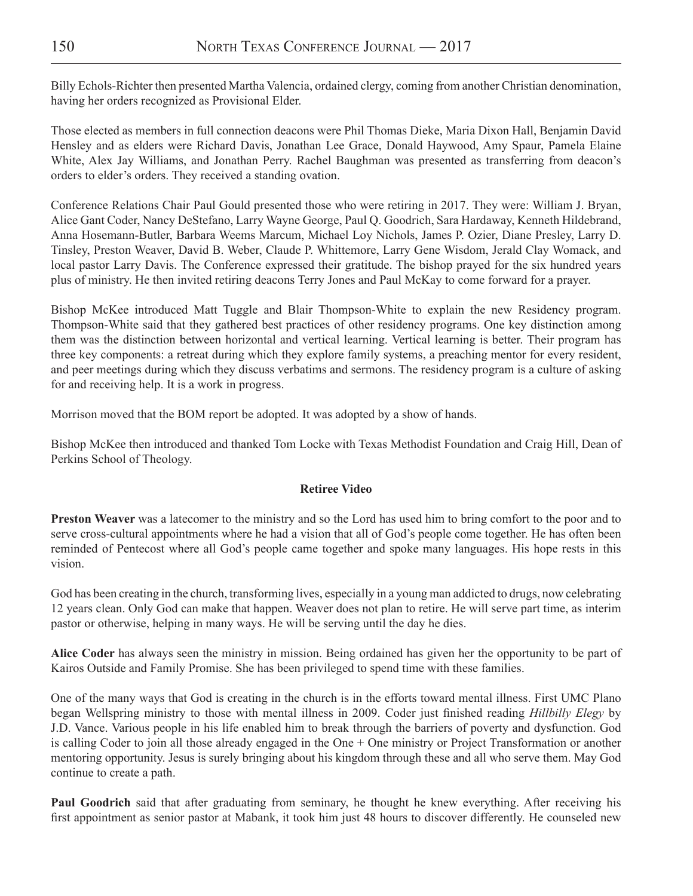Billy Echols-Richter then presented Martha Valencia, ordained clergy, coming from another Christian denomination, having her orders recognized as Provisional Elder.

Those elected as members in full connection deacons were Phil Thomas Dieke, Maria Dixon Hall, Benjamin David Hensley and as elders were Richard Davis, Jonathan Lee Grace, Donald Haywood, Amy Spaur, Pamela Elaine White, Alex Jay Williams, and Jonathan Perry. Rachel Baughman was presented as transferring from deacon's orders to elder's orders. They received a standing ovation.

Conference Relations Chair Paul Gould presented those who were retiring in 2017. They were: William J. Bryan, Alice Gant Coder, Nancy DeStefano, Larry Wayne George, Paul Q. Goodrich, Sara Hardaway, Kenneth Hildebrand, Anna Hosemann-Butler, Barbara Weems Marcum, Michael Loy Nichols, James P. Ozier, Diane Presley, Larry D. Tinsley, Preston Weaver, David B. Weber, Claude P. Whittemore, Larry Gene Wisdom, Jerald Clay Womack, and local pastor Larry Davis. The Conference expressed their gratitude. The bishop prayed for the six hundred years plus of ministry. He then invited retiring deacons Terry Jones and Paul McKay to come forward for a prayer.

Bishop McKee introduced Matt Tuggle and Blair Thompson-White to explain the new Residency program. Thompson-White said that they gathered best practices of other residency programs. One key distinction among them was the distinction between horizontal and vertical learning. Vertical learning is better. Their program has three key components: a retreat during which they explore family systems, a preaching mentor for every resident, and peer meetings during which they discuss verbatims and sermons. The residency program is a culture of asking for and receiving help. It is a work in progress.

Morrison moved that the BOM report be adopted. It was adopted by a show of hands.

Bishop McKee then introduced and thanked Tom Locke with Texas Methodist Foundation and Craig Hill, Dean of Perkins School of Theology.

**Retiree Video**

**Preston Weaver** was a latecomer to the ministry and so the Lord has used him to bring comfort to the poor and to serve cross-cultural appointments where he had a vision that all of God's people come together. He has often been reminded of Pentecost where all God's people came together and spoke many languages. His hope rests in this vision.

God has been creating in the church, transforming lives, especially in a young man addicted to drugs, now celebrating 12 years clean. Only God can make that happen. Weaver does not plan to retire. He will serve part time, as interim pastor or otherwise, helping in many ways. He will be serving until the day he dies.

**Alice Coder** has always seen the ministry in mission. Being ordained has given her the opportunity to be part of Kairos Outside and Family Promise. She has been privileged to spend time with these families.

One of the many ways that God is creating in the church is in the efforts toward mental illness. First UMC Plano began Wellspring ministry to those with mental illness in 2009. Coder just finished reading *Hillbilly Elegy* by J.D. Vance. Various people in his life enabled him to break through the barriers of poverty and dysfunction. God is calling Coder to join all those already engaged in the One + One ministry or Project Transformation or another mentoring opportunity. Jesus is surely bringing about his kingdom through these and all who serve them. May God continue to create a path.

**Paul Goodrich** said that after graduating from seminary, he thought he knew everything. After receiving his first appointment as senior pastor at Mabank, it took him just 48 hours to discover differently. He counseled new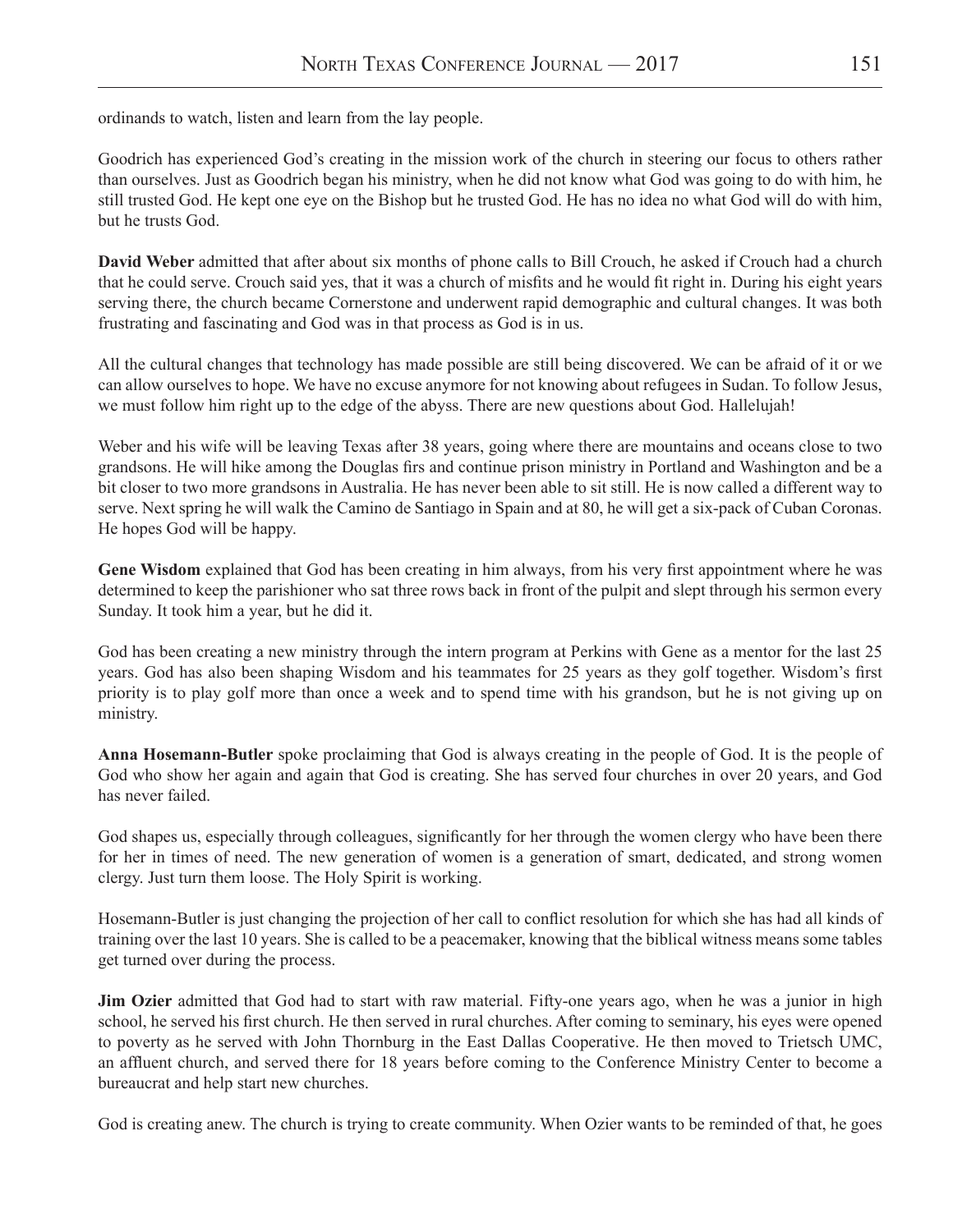ordinands to watch, listen and learn from the lay people.

Goodrich has experienced God's creating in the mission work of the church in steering our focus to others rather than ourselves. Just as Goodrich began his ministry, when he did not know what God was going to do with him, he still trusted God. He kept one eye on the Bishop but he trusted God. He has no idea no what God will do with him, but he trusts God.

**David Weber** admitted that after about six months of phone calls to Bill Crouch, he asked if Crouch had a church that he could serve. Crouch said yes, that it was a church of misfits and he would fit right in. During his eight years serving there, the church became Cornerstone and underwent rapid demographic and cultural changes. It was both frustrating and fascinating and God was in that process as God is in us.

All the cultural changes that technology has made possible are still being discovered. We can be afraid of it or we can allow ourselves to hope. We have no excuse anymore for not knowing about refugees in Sudan. To follow Jesus, we must follow him right up to the edge of the abyss. There are new questions about God. Hallelujah!

Weber and his wife will be leaving Texas after 38 years, going where there are mountains and oceans close to two grandsons. He will hike among the Douglas firs and continue prison ministry in Portland and Washington and be a bit closer to two more grandsons in Australia. He has never been able to sit still. He is now called a different way to serve. Next spring he will walk the Camino de Santiago in Spain and at 80, he will get a six-pack of Cuban Coronas. He hopes God will be happy.

**Gene Wisdom** explained that God has been creating in him always, from his very first appointment where he was determined to keep the parishioner who sat three rows back in front of the pulpit and slept through his sermon every Sunday. It took him a year, but he did it.

God has been creating a new ministry through the intern program at Perkins with Gene as a mentor for the last 25 years. God has also been shaping Wisdom and his teammates for 25 years as they golf together. Wisdom's first priority is to play golf more than once a week and to spend time with his grandson, but he is not giving up on ministry.

**Anna Hosemann-Butler** spoke proclaiming that God is always creating in the people of God. It is the people of God who show her again and again that God is creating. She has served four churches in over 20 years, and God has never failed.

God shapes us, especially through colleagues, significantly for her through the women clergy who have been there for her in times of need. The new generation of women is a generation of smart, dedicated, and strong women clergy. Just turn them loose. The Holy Spirit is working.

Hosemann-Butler is just changing the projection of her call to conflict resolution for which she has had all kinds of training over the last 10 years. She is called to be a peacemaker, knowing that the biblical witness means some tables get turned over during the process.

**Jim Ozier** admitted that God had to start with raw material. Fifty-one years ago, when he was a junior in high school, he served his first church. He then served in rural churches. After coming to seminary, his eyes were opened to poverty as he served with John Thornburg in the East Dallas Cooperative. He then moved to Trietsch UMC, an affluent church, and served there for 18 years before coming to the Conference Ministry Center to become a bureaucrat and help start new churches.

God is creating anew. The church is trying to create community. When Ozier wants to be reminded of that, he goes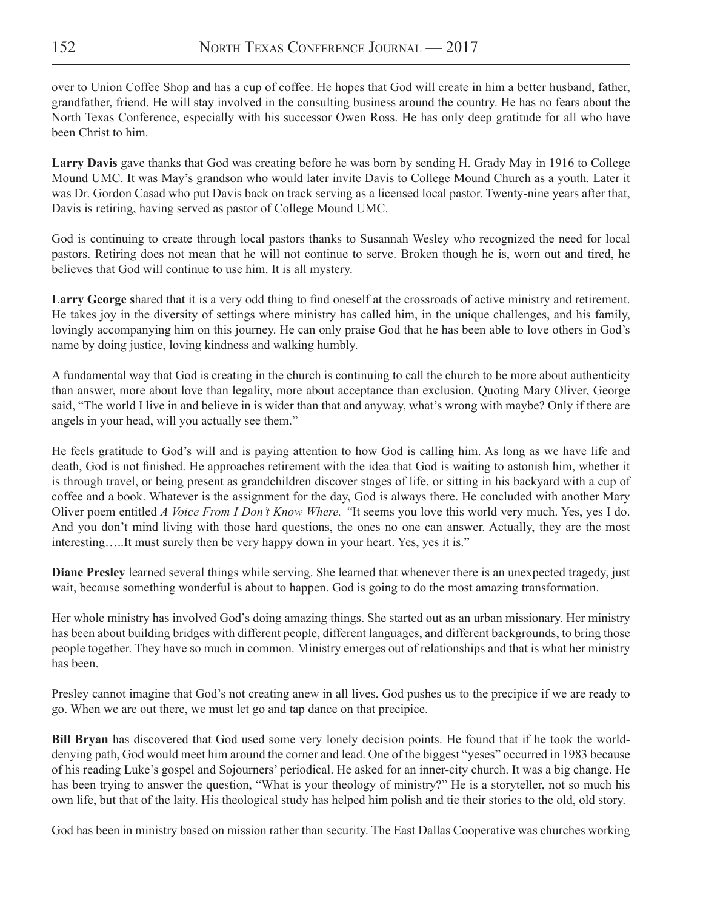over to Union Coffee Shop and has a cup of coffee. He hopes that God will create in him a better husband, father, grandfather, friend. He will stay involved in the consulting business around the country. He has no fears about the North Texas Conference, especially with his successor Owen Ross. He has only deep gratitude for all who have been Christ to him.

**Larry Davis** gave thanks that God was creating before he was born by sending H. Grady May in 1916 to College Mound UMC. It was May's grandson who would later invite Davis to College Mound Church as a youth. Later it was Dr. Gordon Casad who put Davis back on track serving as a licensed local pastor. Twenty-nine years after that, Davis is retiring, having served as pastor of College Mound UMC.

God is continuing to create through local pastors thanks to Susannah Wesley who recognized the need for local pastors. Retiring does not mean that he will not continue to serve. Broken though he is, worn out and tired, he believes that God will continue to use him. It is all mystery.

**Larry George s**hared that it is a very odd thing to find oneself at the crossroads of active ministry and retirement. He takes joy in the diversity of settings where ministry has called him, in the unique challenges, and his family, lovingly accompanying him on this journey. He can only praise God that he has been able to love others in God's name by doing justice, loving kindness and walking humbly.

A fundamental way that God is creating in the church is continuing to call the church to be more about authenticity than answer, more about love than legality, more about acceptance than exclusion. Quoting Mary Oliver, George said, "The world I live in and believe in is wider than that and anyway, what's wrong with maybe? Only if there are angels in your head, will you actually see them."

He feels gratitude to God's will and is paying attention to how God is calling him. As long as we have life and death, God is not finished. He approaches retirement with the idea that God is waiting to astonish him, whether it is through travel, or being present as grandchildren discover stages of life, or sitting in his backyard with a cup of coffee and a book. Whatever is the assignment for the day, God is always there. He concluded with another Mary Oliver poem entitled *A Voice From I Don't Know Where. "*It seems you love this world very much. Yes, yes I do. And you don't mind living with those hard questions, the ones no one can answer. Actually, they are the most interesting…..It must surely then be very happy down in your heart. Yes, yes it is."

**Diane Presley** learned several things while serving. She learned that whenever there is an unexpected tragedy, just wait, because something wonderful is about to happen. God is going to do the most amazing transformation.

Her whole ministry has involved God's doing amazing things. She started out as an urban missionary. Her ministry has been about building bridges with different people, different languages, and different backgrounds, to bring those people together. They have so much in common. Ministry emerges out of relationships and that is what her ministry has been.

Presley cannot imagine that God's not creating anew in all lives. God pushes us to the precipice if we are ready to go. When we are out there, we must let go and tap dance on that precipice.

**Bill Bryan** has discovered that God used some very lonely decision points. He found that if he took the world-denying path, God would meet him around the corner and lead. One of the biggest "yeses" occurred in 1983 because of his reading Luke's gospel and Sojourners' periodical. He asked for an inner-city church. It was a big change. He has been trying to answer the question, "What is your theology of ministry?" He is a storyteller, not so much his own life, but that of the laity. His theological study has helped him polish and tie their stories to the old, old story.

God has been in ministry based on mission rather than security. The East Dallas Cooperative was churches working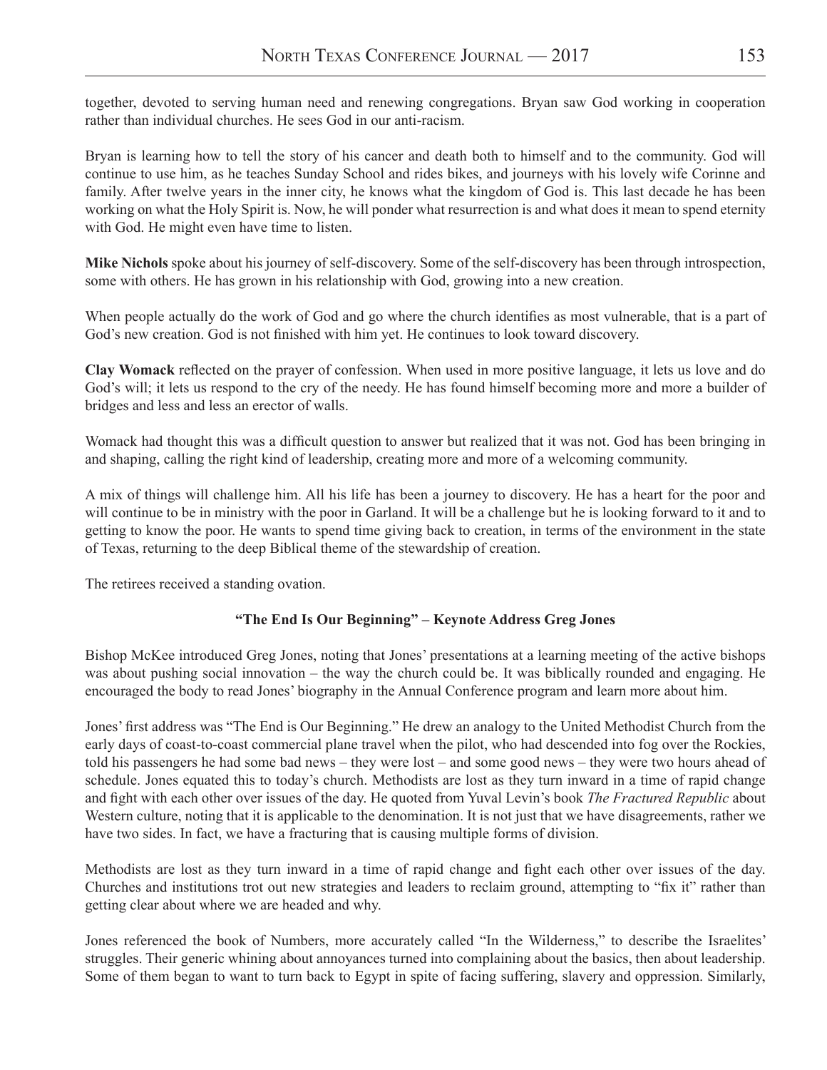together, devoted to serving human need and renewing congregations. Bryan saw God working in cooperation rather than individual churches. He sees God in our anti-racism.

Bryan is learning how to tell the story of his cancer and death both to himself and to the community. God will continue to use him, as he teaches Sunday School and rides bikes, and journeys with his lovely wife Corinne and family. After twelve years in the inner city, he knows what the kingdom of God is. This last decade he has been working on what the Holy Spirit is. Now, he will ponder what resurrection is and what does it mean to spend eternity with God. He might even have time to listen.

**Mike Nichols** spoke about his journey of self-discovery. Some of the self-discovery has been through introspection, some with others. He has grown in his relationship with God, growing into a new creation.

When people actually do the work of God and go where the church identifies as most vulnerable, that is a part of God's new creation. God is not finished with him yet. He continues to look toward discovery.

**Clay Womack** reflected on the prayer of confession. When used in more positive language, it lets us love and do God's will; it lets us respond to the cry of the needy. He has found himself becoming more and more a builder of bridges and less and less an erector of walls.

Womack had thought this was a difficult question to answer but realized that it was not. God has been bringing in and shaping, calling the right kind of leadership, creating more and more of a welcoming community.

A mix of things will challenge him. All his life has been a journey to discovery. He has a heart for the poor and will continue to be in ministry with the poor in Garland. It will be a challenge but he is looking forward to it and to getting to know the poor. He wants to spend time giving back to creation, in terms of the environment in the state of Texas, returning to the deep Biblical theme of the stewardship of creation.

The retirees received a standing ovation.

### "The End Is Our Beginning" – Keynote Address Greg Jones

Bishop McKee introduced Greg Jones, noting that Jones' presentations at a learning meeting of the active bishops was about pushing social innovation – the way the church could be. It was biblically rounded and engaging. He encouraged the body to read Jones' biography in the Annual Conference program and learn more about him.

Jones' first address was "The End is Our Beginning." He drew an analogy to the United Methodist Church from the early days of coast-to-coast commercial plane travel when the pilot, who had descended into fog over the Rockies, told his passengers he had some bad news – they were lost – and some good news – they were two hours ahead of schedule. Jones equated this to today's church. Methodists are lost as they turn inward in a time of rapid change and fight with each other over issues of the day. He quoted from Yuval Levin's book *The Fractured Republic* about Western culture, noting that it is applicable to the denomination. It is not just that we have disagreements, rather we have two sides. In fact, we have a fracturing that is causing multiple forms of division.

Methodists are lost as they turn inward in a time of rapid change and fight each other over issues of the day. Churches and institutions trot out new strategies and leaders to reclaim ground, attempting to "fix it" rather than getting clear about where we are headed and why.

Jones referenced the book of Numbers, more accurately called "In the Wilderness," to describe the Israelites' struggles. Their generic whining about annoyances turned into complaining about the basics, then about leadership. Some of them began to want to turn back to Egypt in spite of facing suffering, slavery and oppression. Similarly,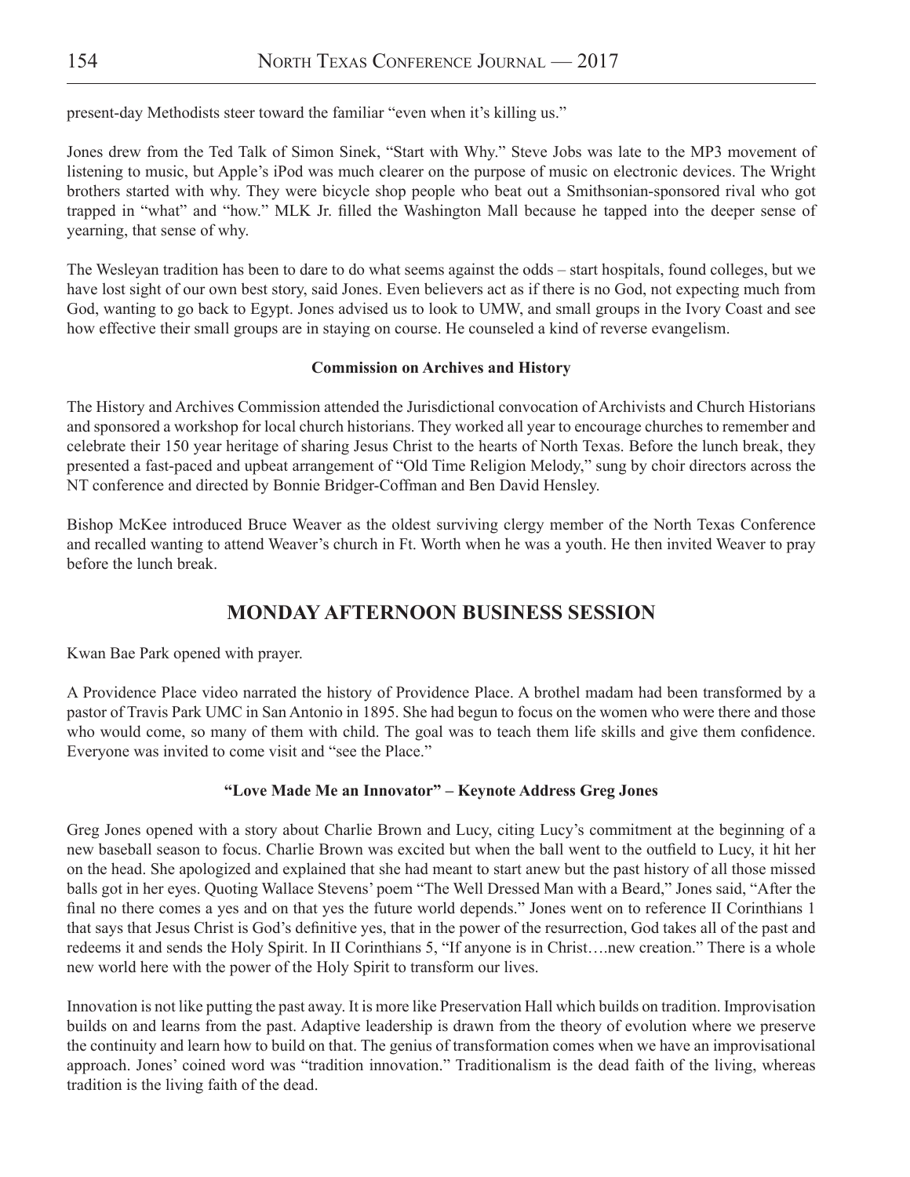present-day Methodists steer toward the familiar "even when it's killing us."

Jones drew from the Ted Talk of Simon Sinek, "Start with Why." Steve Jobs was late to the MP3 movement of listening to music, but Apple's iPod was much clearer on the purpose of music on electronic devices. The Wright brothers started with why. They were bicycle shop people who beat out a Smithsonian-sponsored rival who got trapped in "what" and "how." MLK Jr. filled the Washington Mall because he tapped into the deeper sense of yearning, that sense of why.

The Wesleyan tradition has been to dare to do what seems against the odds – start hospitals, found colleges, but we have lost sight of our own best story, said Jones. Even believers act as if there is no God, not expecting much from God, wanting to go back to Egypt. Jones advised us to look to UMW, and small groups in the Ivory Coast and see how effective their small groups are in staying on course. He counseled a kind of reverse evangelism.

**Commission on Archives and History**

The History and Archives Commission attended the Jurisdictional convocation of Archivists and Church Historians and sponsored a workshop for local church historians. They worked all year to encourage churches to remember and celebrate their 150 year heritage of sharing Jesus Christ to the hearts of North Texas. Before the lunch break, they presented a fast-paced and upbeat arrangement of "Old Time Religion Melody," sung by choir directors across the NT conference and directed by Bonnie Bridger-Coffman and Ben David Hensley.

Bishop McKee introduced Bruce Weaver as the oldest surviving clergy member of the North Texas Conference and recalled wanting to attend Weaver's church in Ft. Worth when he was a youth. He then invited Weaver to pray before the lunch break.

## MONDAY AFTERNOON BUSINESS SESSION

Kwan Bae Park opened with prayer.

A Providence Place video narrated the history of Providence Place. A brothel madam had been transformed by a pastor of Travis Park UMC in San Antonio in 1895. She had begun to focus on the women who were there and those who would come, so many of them with child. The goal was to teach them life skills and give them confidence. Everyone was invited to come visit and "see the Place."

**"Love Made Me an Innovator" – Keynote Address Greg Jones**

Greg Jones opened with a story about Charlie Brown and Lucy, citing Lucy's commitment at the beginning of a new baseball season to focus. Charlie Brown was excited but when the ball went to the outfield to Lucy, it hit her on the head. She apologized and explained that she had meant to start anew but the past history of all those missed balls got in her eyes. Quoting Wallace Stevens' poem "The Well Dressed Man with a Beard," Jones said, "After the final no there comes a yes and on that yes the future world depends." Jones went on to reference II Corinthians 1 that says that Jesus Christ is God's definitive yes, that in the power of the resurrection, God takes all of the past and redeems it and sends the Holy Spirit. In II Corinthians 5, "If anyone is in Christ….new creation." There is a whole new world here with the power of the Holy Spirit to transform our lives.

Innovation is not like putting the past away. It is more like Preservation Hall which builds on tradition. Improvisation builds on and learns from the past. Adaptive leadership is drawn from the theory of evolution where we preserve the continuity and learn how to build on that. The genius of transformation comes when we have an improvisational approach. Jones' coined word was "tradition innovation." Traditionalism is the dead faith of the living, whereas tradition is the living faith of the dead.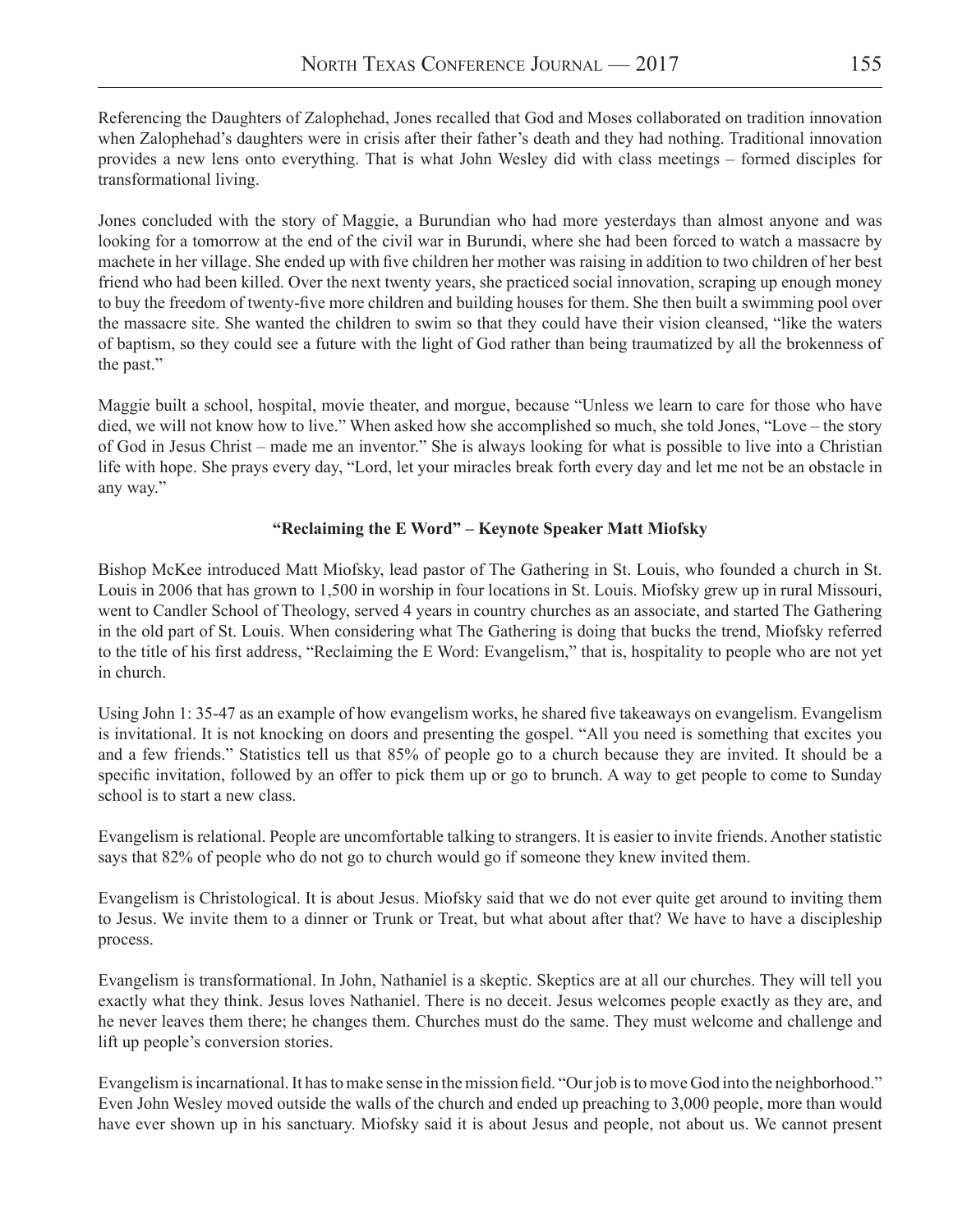Referencing the Daughters of Zalophehad, Jones recalled that God and Moses collaborated on tradition innovation when Zalophehad's daughters were in crisis after their father's death and they had nothing. Traditional innovation provides a new lens onto everything. That is what John Wesley did with class meetings – formed disciples for transformational living.

Jones concluded with the story of Maggie, a Burundian who had more yesterdays than almost anyone and was looking for a tomorrow at the end of the civil war in Burundi, where she had been forced to watch a massacre by machete in her village. She ended up with five children her mother was raising in addition to two children of her best friend who had been killed. Over the next twenty years, she practiced social innovation, scraping up enough money to buy the freedom of twenty-five more children and building houses for them. She then built a swimming pool over the massacre site. She wanted the children to swim so that they could have their vision cleansed, "like the waters of baptism, so they could see a future with the light of God rather than being traumatized by all the brokenness of the past."

Maggie built a school, hospital, movie theater, and morgue, because "Unless we learn to care for those who have died, we will not know how to live." When asked how she accomplished so much, she told Jones, "Love – the story of God in Jesus Christ – made me an inventor." She is always looking for what is possible to live into a Christian life with hope. She prays every day, "Lord, let your miracles break forth every day and let me not be an obstacle in any way."

**"Reclaiming the E Word" – Keynote Speaker Matt Miofsky**

Bishop McKee introduced Matt Miofsky, lead pastor of The Gathering in St. Louis, who founded a church in St. Louis in 2006 that has grown to 1,500 in worship in four locations in St. Louis. Miofsky grew up in rural Missouri, went to Candler School of Theology, served 4 years in country churches as an associate, and started The Gathering in the old part of St. Louis. When considering what The Gathering is doing that bucks the trend, Miofsky referred to the title of his first address, "Reclaiming the E Word: Evangelism," that is, hospitality to people who are not yet in church.

Using John 1: 35-47 as an example of how evangelism works, he shared five takeaways on evangelism. Evangelism is invitational. It is not knocking on doors and presenting the gospel. "All you need is something that excites you and a few friends." Statistics tell us that 85% of people go to a church because they are invited. It should be a specific invitation, followed by an offer to pick them up or go to brunch. A way to get people to come to Sunday school is to start a new class.

Evangelism is relational. People are uncomfortable talking to strangers. It is easier to invite friends. Another statistic says that 82% of people who do not go to church would go if someone they knew invited them.

Evangelism is Christological. It is about Jesus. Miofsky said that we do not ever quite get around to inviting them to Jesus. We invite them to a dinner or Trunk or Treat, but what about after that? We have to have a discipleship process.

Evangelism is transformational. In John, Nathaniel is a skeptic. Skeptics are at all our churches. They will tell you exactly what they think. Jesus loves Nathaniel. There is no deceit. Jesus welcomes people exactly as they are, and he never leaves them there; he changes them. Churches must do the same. They must welcome and challenge and lift up people's conversion stories.

Evangelism is incarnational. It has to make sense in the mission field. "Our job is to move God into the neighborhood." Even John Wesley moved outside the walls of the church and ended up preaching to 3,000 people, more than would have ever shown up in his sanctuary. Miofsky said it is about Jesus and people, not about us. We cannot present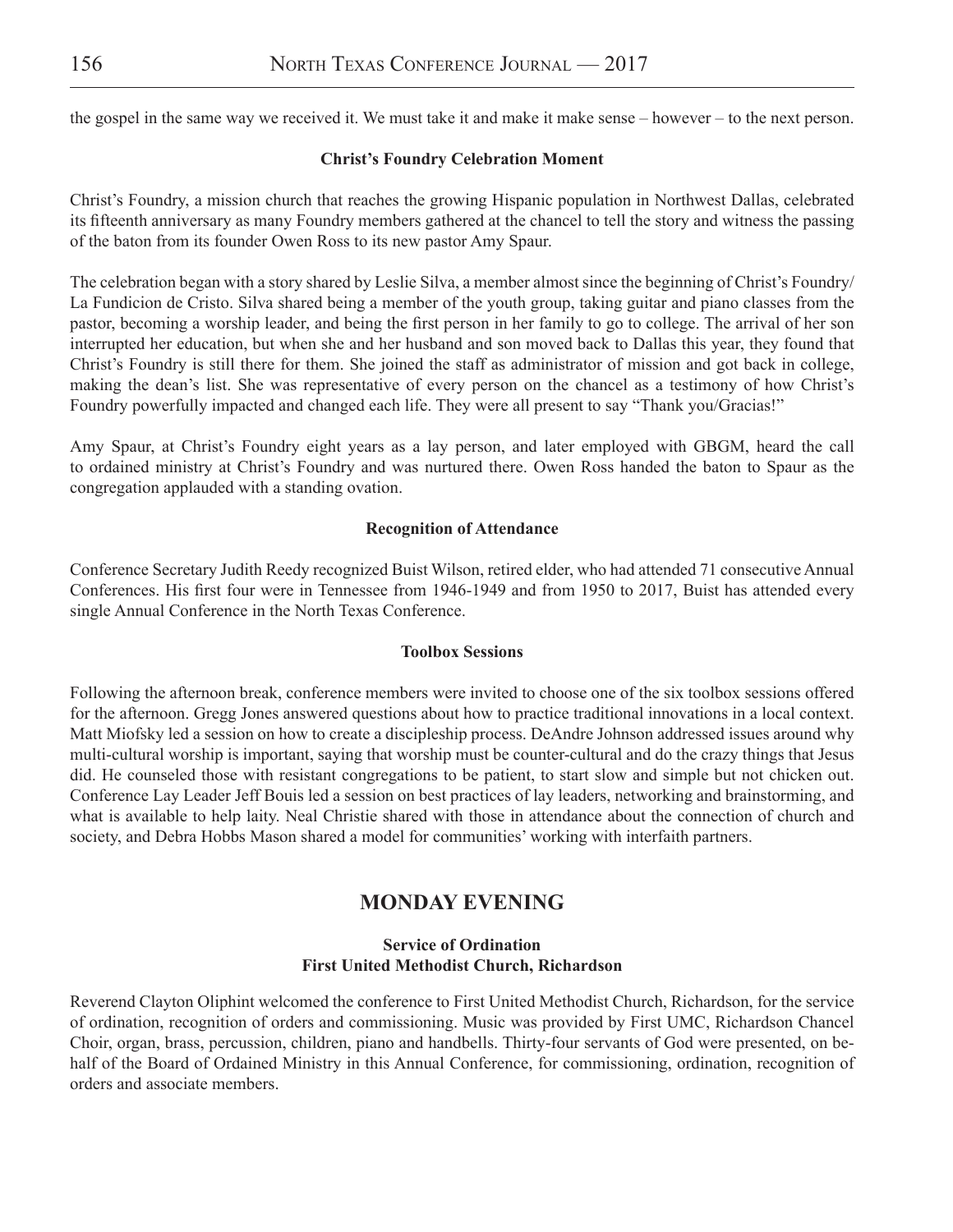the gospel in the same way we received it. We must take it and make it make sense – however – to the next person.

**Christ's Foundry Celebration Moment**

Christ's Foundry, a mission church that reaches the growing Hispanic population in Northwest Dallas, celebrated its fifteenth anniversary as many Foundry members gathered at the chancel to tell the story and witness the passing of the baton from its founder Owen Ross to its new pastor Amy Spaur.

The celebration began with a story shared by Leslie Silva, a member almost since the beginning of Christ's Foundry/ La Fundicion de Cristo. Silva shared being a member of the youth group, taking guitar and piano classes from the pastor, becoming a worship leader, and being the first person in her family to go to college. The arrival of her son interrupted her education, but when she and her husband and son moved back to Dallas this year, they found that Christ's Foundry is still there for them. She joined the staff as administrator of mission and got back in college, making the dean's list. She was representative of every person on the chancel as a testimony of how Christ's Foundry powerfully impacted and changed each life. They were all present to say "Thank you/Gracias!"

Amy Spaur, at Christ's Foundry eight years as a lay person, and later employed with GBGM, heard the call to ordained ministry at Christ's Foundry and was nurtured there. Owen Ross handed the baton to Spaur as the congregation applauded with a standing ovation.

**Recognition of Attendance**

Conference Secretary Judith Reedy recognized Buist Wilson, retired elder, who had attended 71 consecutive Annual Conferences. His first four were in Tennessee from 1946-1949 and from 1950 to 2017, Buist has attended every single Annual Conference in the North Texas Conference.

**Toolbox Sessions**

Following the afternoon break, conference members were invited to choose one of the six toolbox sessions offered for the afternoon. Gregg Jones answered questions about how to practice traditional innovations in a local context. Matt Miofsky led a session on how to create a discipleship process. DeAndre Johnson addressed issues around why multi-cultural worship is important, saying that worship must be counter-cultural and do the crazy things that Jesus did. He counseled those with resistant congregations to be patient, to start slow and simple but not chicken out. Conference Lay Leader Jeff Bouis led a session on best practices of lay leaders, networking and brainstorming, and what is available to help laity. Neal Christie shared with those in attendance about the connection of church and society, and Debra Hobbs Mason shared a model for communities' working with interfaith partners.

## MONDAY EVENING

**Service of Ordination**
**First United Methodist Church, Richardson**

Reverend Clayton Oliphint welcomed the conference to First United Methodist Church, Richardson, for the service of ordination, recognition of orders and commissioning. Music was provided by First UMC, Richardson Chancel Choir, organ, brass, percussion, children, piano and handbells. Thirty-four servants of God were presented, on behalf of the Board of Ordained Ministry in this Annual Conference, for commissioning, ordination, recognition of orders and associate members.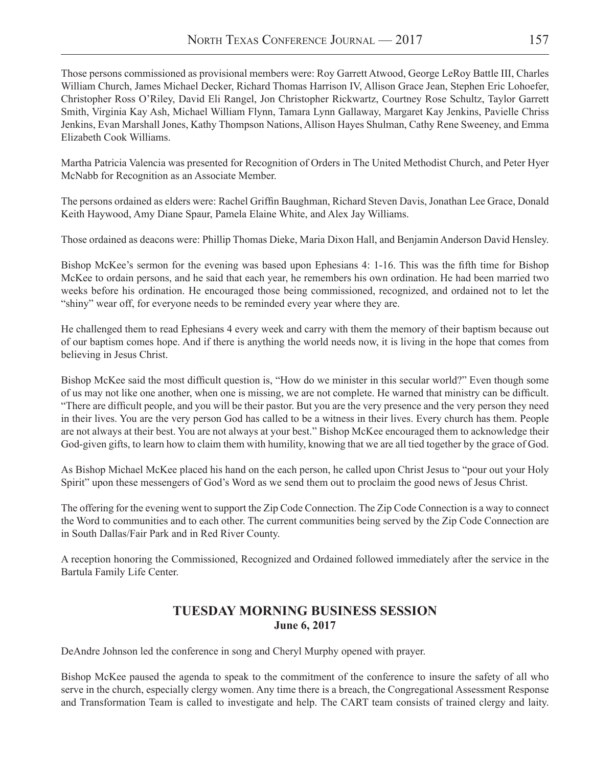Those persons commissioned as provisional members were: Roy Garrett Atwood, George LeRoy Battle III, Charles William Church, James Michael Decker, Richard Thomas Harrison IV, Allison Grace Jean, Stephen Eric Lohoefer, Christopher Ross O'Riley, David Eli Rangel, Jon Christopher Rickwartz, Courtney Rose Schultz, Taylor Garrett Smith, Virginia Kay Ash, Michael William Flynn, Tamara Lynn Gallaway, Margaret Kay Jenkins, Pavielle Chriss Jenkins, Evan Marshall Jones, Kathy Thompson Nations, Allison Hayes Shulman, Cathy Rene Sweeney, and Emma Elizabeth Cook Williams.

Martha Patricia Valencia was presented for Recognition of Orders in The United Methodist Church, and Peter Hyer McNabb for Recognition as an Associate Member.

The persons ordained as elders were: Rachel Griffin Baughman, Richard Steven Davis, Jonathan Lee Grace, Donald Keith Haywood, Amy Diane Spaur, Pamela Elaine White, and Alex Jay Williams.

Those ordained as deacons were: Phillip Thomas Dieke, Maria Dixon Hall, and Benjamin Anderson David Hensley.

Bishop McKee's sermon for the evening was based upon Ephesians 4: 1-16. This was the fifth time for Bishop McKee to ordain persons, and he said that each year, he remembers his own ordination. He had been married two weeks before his ordination. He encouraged those being commissioned, recognized, and ordained not to let the "shiny" wear off, for everyone needs to be reminded every year where they are.

He challenged them to read Ephesians 4 every week and carry with them the memory of their baptism because out of our baptism comes hope. And if there is anything the world needs now, it is living in the hope that comes from believing in Jesus Christ.

Bishop McKee said the most difficult question is, "How do we minister in this secular world?" Even though some of us may not like one another, when one is missing, we are not complete. He warned that ministry can be difficult. "There are difficult people, and you will be their pastor. But you are the very presence and the very person they need in their lives. You are the very person God has called to be a witness in their lives. Every church has them. People are not always at their best. You are not always at your best." Bishop McKee encouraged them to acknowledge their God-given gifts, to learn how to claim them with humility, knowing that we are all tied together by the grace of God.

As Bishop Michael McKee placed his hand on the each person, he called upon Christ Jesus to "pour out your Holy Spirit" upon these messengers of God's Word as we send them out to proclaim the good news of Jesus Christ.

The offering for the evening went to support the Zip Code Connection. The Zip Code Connection is a way to connect the Word to communities and to each other. The current communities being served by the Zip Code Connection are in South Dallas/Fair Park and in Red River County.

A reception honoring the Commissioned, Recognized and Ordained followed immediately after the service in the Bartula Family Life Center.

## TUESDAY MORNING BUSINESS SESSION
**June 6, 2017**

DeAndre Johnson led the conference in song and Cheryl Murphy opened with prayer.

Bishop McKee paused the agenda to speak to the commitment of the conference to insure the safety of all who serve in the church, especially clergy women. Any time there is a breach, the Congregational Assessment Response and Transformation Team is called to investigate and help. The CART team consists of trained clergy and laity.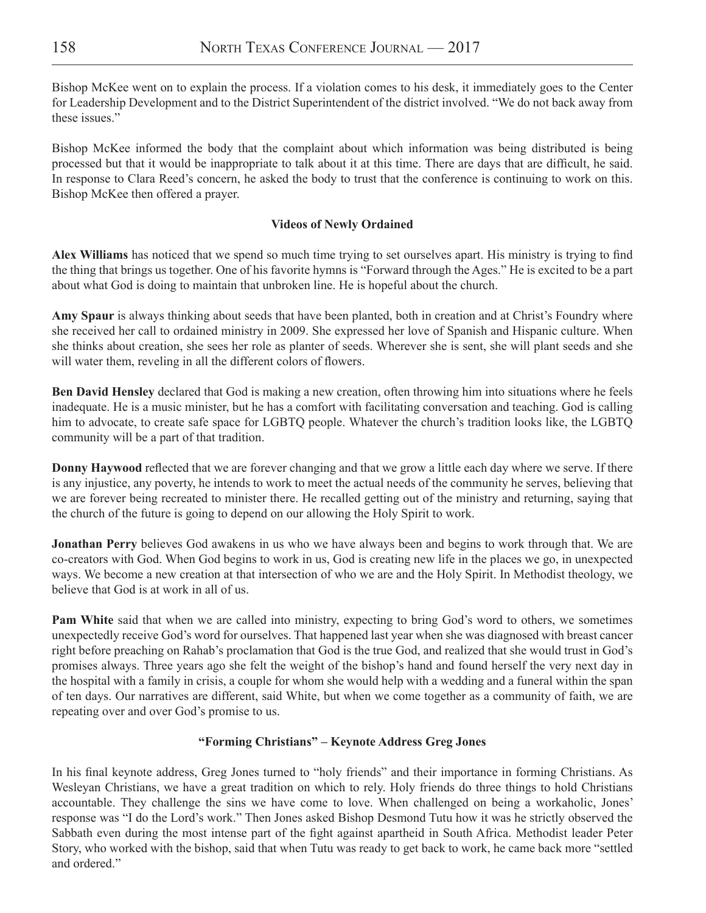Bishop McKee went on to explain the process. If a violation comes to his desk, it immediately goes to the Center for Leadership Development and to the District Superintendent of the district involved. "We do not back away from these issues."

Bishop McKee informed the body that the complaint about which information was being distributed is being processed but that it would be inappropriate to talk about it at this time. There are days that are difficult, he said. In response to Clara Reed's concern, he asked the body to trust that the conference is continuing to work on this. Bishop McKee then offered a prayer.

**Videos of Newly Ordained**

**Alex Williams** has noticed that we spend so much time trying to set ourselves apart. His ministry is trying to find the thing that brings us together. One of his favorite hymns is "Forward through the Ages." He is excited to be a part about what God is doing to maintain that unbroken line. He is hopeful about the church.

**Amy Spaur** is always thinking about seeds that have been planted, both in creation and at Christ's Foundry where she received her call to ordained ministry in 2009. She expressed her love of Spanish and Hispanic culture. When she thinks about creation, she sees her role as planter of seeds. Wherever she is sent, she will plant seeds and she will water them, reveling in all the different colors of flowers.

**Ben David Hensley** declared that God is making a new creation, often throwing him into situations where he feels inadequate. He is a music minister, but he has a comfort with facilitating conversation and teaching. God is calling him to advocate, to create safe space for LGBTQ people. Whatever the church's tradition looks like, the LGBTQ community will be a part of that tradition.

**Donny Haywood** reflected that we are forever changing and that we grow a little each day where we serve. If there is any injustice, any poverty, he intends to work to meet the actual needs of the community he serves, believing that we are forever being recreated to minister there. He recalled getting out of the ministry and returning, saying that the church of the future is going to depend on our allowing the Holy Spirit to work.

**Jonathan Perry** believes God awakens in us who we have always been and begins to work through that. We are co-creators with God. When God begins to work in us, God is creating new life in the places we go, in unexpected ways. We become a new creation at that intersection of who we are and the Holy Spirit. In Methodist theology, we believe that God is at work in all of us.

**Pam White** said that when we are called into ministry, expecting to bring God's word to others, we sometimes unexpectedly receive God's word for ourselves. That happened last year when she was diagnosed with breast cancer right before preaching on Rahab's proclamation that God is the true God, and realized that she would trust in God's promises always. Three years ago she felt the weight of the bishop's hand and found herself the very next day in the hospital with a family in crisis, a couple for whom she would help with a wedding and a funeral within the span of ten days. Our narratives are different, said White, but when we come together as a community of faith, we are repeating over and over God's promise to us.

**"Forming Christians" – Keynote Address Greg Jones**

In his final keynote address, Greg Jones turned to "holy friends" and their importance in forming Christians. As Wesleyan Christians, we have a great tradition on which to rely. Holy friends do three things to hold Christians accountable. They challenge the sins we have come to love. When challenged on being a workaholic, Jones' response was "I do the Lord's work." Then Jones asked Bishop Desmond Tutu how it was he strictly observed the Sabbath even during the most intense part of the fight against apartheid in South Africa. Methodist leader Peter Story, who worked with the bishop, said that when Tutu was ready to get back to work, he came back more "settled and ordered."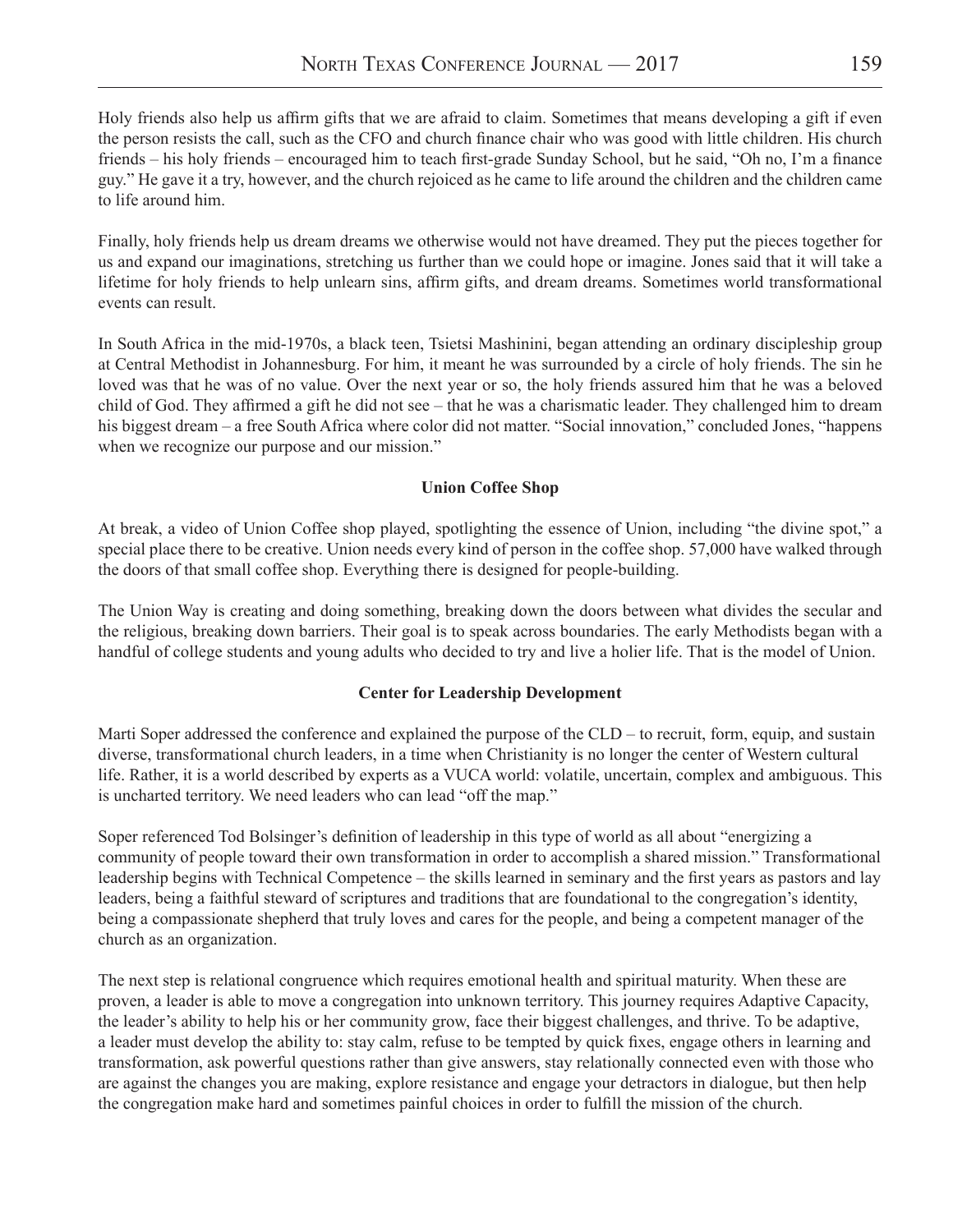Holy friends also help us affirm gifts that we are afraid to claim. Sometimes that means developing a gift if even the person resists the call, such as the CFO and church finance chair who was good with little children. His church friends – his holy friends – encouraged him to teach first-grade Sunday School, but he said, "Oh no, I'm a finance guy." He gave it a try, however, and the church rejoiced as he came to life around the children and the children came to life around him.

Finally, holy friends help us dream dreams we otherwise would not have dreamed. They put the pieces together for us and expand our imaginations, stretching us further than we could hope or imagine. Jones said that it will take a lifetime for holy friends to help unlearn sins, affirm gifts, and dream dreams. Sometimes world transformational events can result.

In South Africa in the mid-1970s, a black teen, Tsietsi Mashinini, began attending an ordinary discipleship group at Central Methodist in Johannesburg. For him, it meant he was surrounded by a circle of holy friends. The sin he loved was that he was of no value. Over the next year or so, the holy friends assured him that he was a beloved child of God. They affirmed a gift he did not see – that he was a charismatic leader. They challenged him to dream his biggest dream – a free South Africa where color did not matter. "Social innovation," concluded Jones, "happens when we recognize our purpose and our mission."

**Union Coffee Shop**

At break, a video of Union Coffee shop played, spotlighting the essence of Union, including "the divine spot," a special place there to be creative. Union needs every kind of person in the coffee shop. 57,000 have walked through the doors of that small coffee shop. Everything there is designed for people-building.

The Union Way is creating and doing something, breaking down the doors between what divides the secular and the religious, breaking down barriers. Their goal is to speak across boundaries. The early Methodists began with a handful of college students and young adults who decided to try and live a holier life. That is the model of Union.

**Center for Leadership Development**

Marti Soper addressed the conference and explained the purpose of the CLD – to recruit, form, equip, and sustain diverse, transformational church leaders, in a time when Christianity is no longer the center of Western cultural life. Rather, it is a world described by experts as a VUCA world: volatile, uncertain, complex and ambiguous. This is uncharted territory. We need leaders who can lead "off the map."

Soper referenced Tod Bolsinger's definition of leadership in this type of world as all about "energizing a community of people toward their own transformation in order to accomplish a shared mission." Transformational leadership begins with Technical Competence – the skills learned in seminary and the first years as pastors and lay leaders, being a faithful steward of scriptures and traditions that are foundational to the congregation's identity, being a compassionate shepherd that truly loves and cares for the people, and being a competent manager of the church as an organization.

The next step is relational congruence which requires emotional health and spiritual maturity. When these are proven, a leader is able to move a congregation into unknown territory. This journey requires Adaptive Capacity, the leader's ability to help his or her community grow, face their biggest challenges, and thrive. To be adaptive, a leader must develop the ability to: stay calm, refuse to be tempted by quick fixes, engage others in learning and transformation, ask powerful questions rather than give answers, stay relationally connected even with those who are against the changes you are making, explore resistance and engage your detractors in dialogue, but then help the congregation make hard and sometimes painful choices in order to fulfill the mission of the church.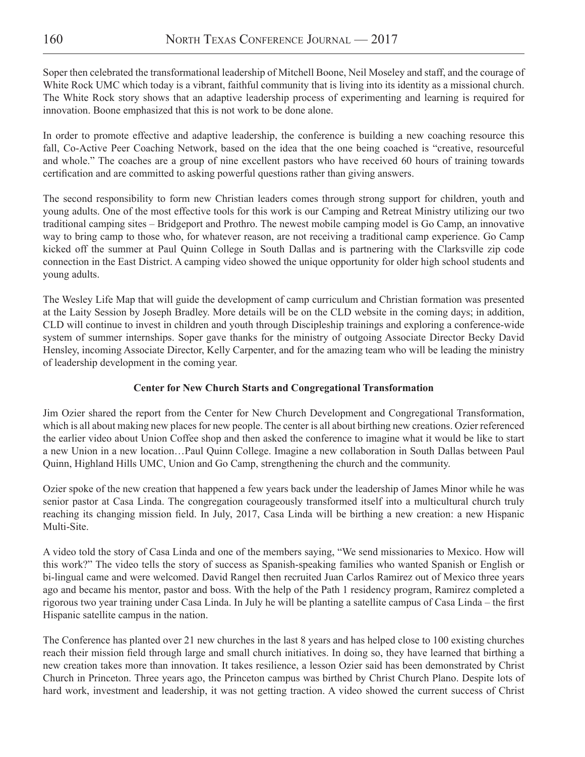Soper then celebrated the transformational leadership of Mitchell Boone, Neil Moseley and staff, and the courage of White Rock UMC which today is a vibrant, faithful community that is living into its identity as a missional church. The White Rock story shows that an adaptive leadership process of experimenting and learning is required for innovation. Boone emphasized that this is not work to be done alone.

In order to promote effective and adaptive leadership, the conference is building a new coaching resource this fall, Co-Active Peer Coaching Network, based on the idea that the one being coached is "creative, resourceful and whole." The coaches are a group of nine excellent pastors who have received 60 hours of training towards certification and are committed to asking powerful questions rather than giving answers.

The second responsibility to form new Christian leaders comes through strong support for children, youth and young adults. One of the most effective tools for this work is our Camping and Retreat Ministry utilizing our two traditional camping sites – Bridgeport and Prothro. The newest mobile camping model is Go Camp, an innovative way to bring camp to those who, for whatever reason, are not receiving a traditional camp experience. Go Camp kicked off the summer at Paul Quinn College in South Dallas and is partnering with the Clarksville zip code connection in the East District. A camping video showed the unique opportunity for older high school students and young adults.

The Wesley Life Map that will guide the development of camp curriculum and Christian formation was presented at the Laity Session by Joseph Bradley. More details will be on the CLD website in the coming days; in addition, CLD will continue to invest in children and youth through Discipleship trainings and exploring a conference-wide system of summer internships. Soper gave thanks for the ministry of outgoing Associate Director Becky David Hensley, incoming Associate Director, Kelly Carpenter, and for the amazing team who will be leading the ministry of leadership development in the coming year.

**Center for New Church Starts and Congregational Transformation**

Jim Ozier shared the report from the Center for New Church Development and Congregational Transformation, which is all about making new places for new people. The center is all about birthing new creations. Ozier referenced the earlier video about Union Coffee shop and then asked the conference to imagine what it would be like to start a new Union in a new location…Paul Quinn College. Imagine a new collaboration in South Dallas between Paul Quinn, Highland Hills UMC, Union and Go Camp, strengthening the church and the community.

Ozier spoke of the new creation that happened a few years back under the leadership of James Minor while he was senior pastor at Casa Linda. The congregation courageously transformed itself into a multicultural church truly reaching its changing mission field. In July, 2017, Casa Linda will be birthing a new creation: a new Hispanic Multi-Site.

A video told the story of Casa Linda and one of the members saying, "We send missionaries to Mexico. How will this work?" The video tells the story of success as Spanish-speaking families who wanted Spanish or English or bi-lingual came and were welcomed. David Rangel then recruited Juan Carlos Ramirez out of Mexico three years ago and became his mentor, pastor and boss. With the help of the Path 1 residency program, Ramirez completed a rigorous two year training under Casa Linda. In July he will be planting a satellite campus of Casa Linda – the first Hispanic satellite campus in the nation.

The Conference has planted over 21 new churches in the last 8 years and has helped close to 100 existing churches reach their mission field through large and small church initiatives. In doing so, they have learned that birthing a new creation takes more than innovation. It takes resilience, a lesson Ozier said has been demonstrated by Christ Church in Princeton. Three years ago, the Princeton campus was birthed by Christ Church Plano. Despite lots of hard work, investment and leadership, it was not getting traction. A video showed the current success of Christ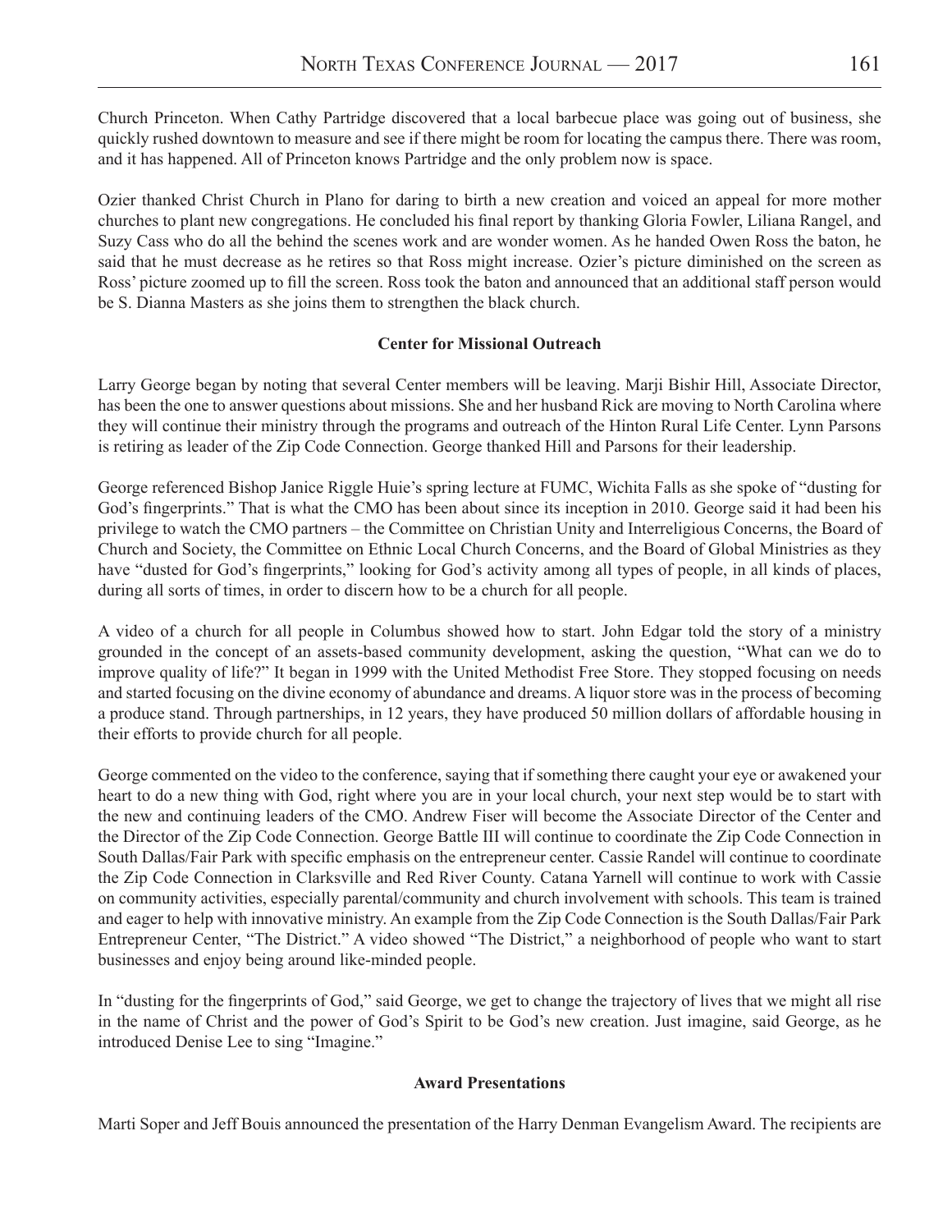Church Princeton. When Cathy Partridge discovered that a local barbecue place was going out of business, she quickly rushed downtown to measure and see if there might be room for locating the campus there. There was room, and it has happened. All of Princeton knows Partridge and the only problem now is space.

Ozier thanked Christ Church in Plano for daring to birth a new creation and voiced an appeal for more mother churches to plant new congregations. He concluded his final report by thanking Gloria Fowler, Liliana Rangel, and Suzy Cass who do all the behind the scenes work and are wonder women. As he handed Owen Ross the baton, he said that he must decrease as he retires so that Ross might increase. Ozier's picture diminished on the screen as Ross' picture zoomed up to fill the screen. Ross took the baton and announced that an additional staff person would be S. Dianna Masters as she joins them to strengthen the black church.

**Center for Missional Outreach**

Larry George began by noting that several Center members will be leaving. Marji Bishir Hill, Associate Director, has been the one to answer questions about missions. She and her husband Rick are moving to North Carolina where they will continue their ministry through the programs and outreach of the Hinton Rural Life Center. Lynn Parsons is retiring as leader of the Zip Code Connection. George thanked Hill and Parsons for their leadership.

George referenced Bishop Janice Riggle Huie's spring lecture at FUMC, Wichita Falls as she spoke of "dusting for God's fingerprints." That is what the CMO has been about since its inception in 2010. George said it had been his privilege to watch the CMO partners – the Committee on Christian Unity and Interreligious Concerns, the Board of Church and Society, the Committee on Ethnic Local Church Concerns, and the Board of Global Ministries as they have "dusted for God's fingerprints," looking for God's activity among all types of people, in all kinds of places, during all sorts of times, in order to discern how to be a church for all people.

A video of a church for all people in Columbus showed how to start. John Edgar told the story of a ministry grounded in the concept of an assets-based community development, asking the question, "What can we do to improve quality of life?" It began in 1999 with the United Methodist Free Store. They stopped focusing on needs and started focusing on the divine economy of abundance and dreams. A liquor store was in the process of becoming a produce stand. Through partnerships, in 12 years, they have produced 50 million dollars of affordable housing in their efforts to provide church for all people.

George commented on the video to the conference, saying that if something there caught your eye or awakened your heart to do a new thing with God, right where you are in your local church, your next step would be to start with the new and continuing leaders of the CMO. Andrew Fiser will become the Associate Director of the Center and the Director of the Zip Code Connection. George Battle III will continue to coordinate the Zip Code Connection in South Dallas/Fair Park with specific emphasis on the entrepreneur center. Cassie Randel will continue to coordinate the Zip Code Connection in Clarksville and Red River County. Catana Yarnell will continue to work with Cassie on community activities, especially parental/community and church involvement with schools. This team is trained and eager to help with innovative ministry. An example from the Zip Code Connection is the South Dallas/Fair Park Entrepreneur Center, "The District." A video showed "The District," a neighborhood of people who want to start businesses and enjoy being around like-minded people.

In "dusting for the fingerprints of God," said George, we get to change the trajectory of lives that we might all rise in the name of Christ and the power of God's Spirit to be God's new creation. Just imagine, said George, as he introduced Denise Lee to sing "Imagine."

**Award Presentations**

Marti Soper and Jeff Bouis announced the presentation of the Harry Denman Evangelism Award. The recipients are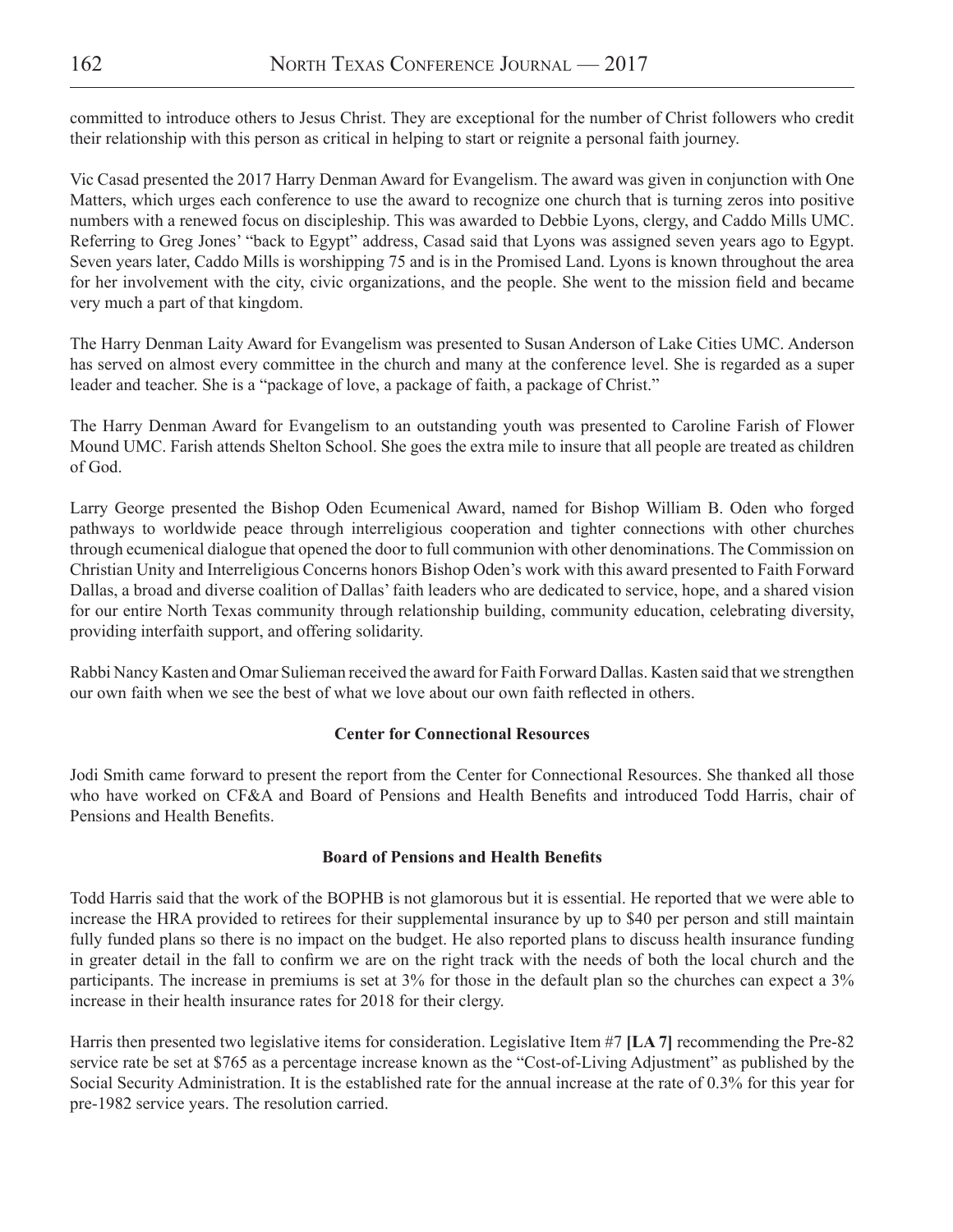committed to introduce others to Jesus Christ. They are exceptional for the number of Christ followers who credit their relationship with this person as critical in helping to start or reignite a personal faith journey.

Vic Casad presented the 2017 Harry Denman Award for Evangelism. The award was given in conjunction with One Matters, which urges each conference to use the award to recognize one church that is turning zeros into positive numbers with a renewed focus on discipleship. This was awarded to Debbie Lyons, clergy, and Caddo Mills UMC. Referring to Greg Jones' "back to Egypt" address, Casad said that Lyons was assigned seven years ago to Egypt. Seven years later, Caddo Mills is worshipping 75 and is in the Promised Land. Lyons is known throughout the area for her involvement with the city, civic organizations, and the people. She went to the mission field and became very much a part of that kingdom.

The Harry Denman Laity Award for Evangelism was presented to Susan Anderson of Lake Cities UMC. Anderson has served on almost every committee in the church and many at the conference level. She is regarded as a super leader and teacher. She is a "package of love, a package of faith, a package of Christ."

The Harry Denman Award for Evangelism to an outstanding youth was presented to Caroline Farish of Flower Mound UMC. Farish attends Shelton School. She goes the extra mile to insure that all people are treated as children of God.

Larry George presented the Bishop Oden Ecumenical Award, named for Bishop William B. Oden who forged pathways to worldwide peace through interreligious cooperation and tighter connections with other churches through ecumenical dialogue that opened the door to full communion with other denominations. The Commission on Christian Unity and Interreligious Concerns honors Bishop Oden's work with this award presented to Faith Forward Dallas, a broad and diverse coalition of Dallas' faith leaders who are dedicated to service, hope, and a shared vision for our entire North Texas community through relationship building, community education, celebrating diversity, providing interfaith support, and offering solidarity.

Rabbi Nancy Kasten and Omar Sulieman received the award for Faith Forward Dallas. Kasten said that we strengthen our own faith when we see the best of what we love about our own faith reflected in others.

**Center for Connectional Resources**

Jodi Smith came forward to present the report from the Center for Connectional Resources. She thanked all those who have worked on CF&A and Board of Pensions and Health Benefits and introduced Todd Harris, chair of Pensions and Health Benefits.

**Board of Pensions and Health Benefits**

Todd Harris said that the work of the BOPHB is not glamorous but it is essential. He reported that we were able to increase the HRA provided to retirees for their supplemental insurance by up to $40 per person and still maintain fully funded plans so there is no impact on the budget. He also reported plans to discuss health insurance funding in greater detail in the fall to confirm we are on the right track with the needs of both the local church and the participants. The increase in premiums is set at 3% for those in the default plan so the churches can expect a 3% increase in their health insurance rates for 2018 for their clergy.

Harris then presented two legislative items for consideration. Legislative Item #7 **[LA 7]** recommending the Pre-82 service rate be set at $765 as a percentage increase known as the "Cost-of-Living Adjustment" as published by the Social Security Administration. It is the established rate for the annual increase at the rate of 0.3% for this year for pre-1982 service years. The resolution carried.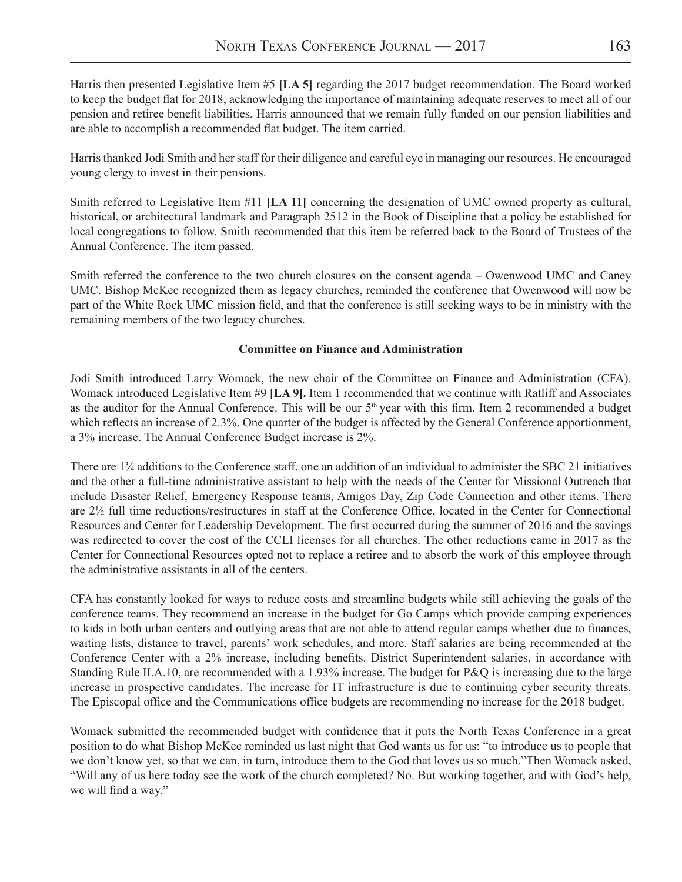Harris then presented Legislative Item #5 **[LA 5]** regarding the 2017 budget recommendation. The Board worked to keep the budget flat for 2018, acknowledging the importance of maintaining adequate reserves to meet all of our pension and retiree benefit liabilities. Harris announced that we remain fully funded on our pension liabilities and are able to accomplish a recommended flat budget. The item carried.

Harris thanked Jodi Smith and her staff for their diligence and careful eye in managing our resources. He encouraged young clergy to invest in their pensions.

Smith referred to Legislative Item #11 **[LA 11]** concerning the designation of UMC owned property as cultural, historical, or architectural landmark and Paragraph 2512 in the Book of Discipline that a policy be established for local congregations to follow. Smith recommended that this item be referred back to the Board of Trustees of the Annual Conference. The item passed.

Smith referred the conference to the two church closures on the consent agenda – Owenwood UMC and Caney UMC. Bishop McKee recognized them as legacy churches, reminded the conference that Owenwood will now be part of the White Rock UMC mission field, and that the conference is still seeking ways to be in ministry with the remaining members of the two legacy churches.

**Committee on Finance and Administration**

Jodi Smith introduced Larry Womack, the new chair of the Committee on Finance and Administration (CFA). Womack introduced Legislative Item #9 **[LA 9].** Item 1 recommended that we continue with Ratliff and Associates as the auditor for the Annual Conference. This will be our 5th year with this firm. Item 2 recommended a budget which reflects an increase of 2.3%. One quarter of the budget is affected by the General Conference apportionment, a 3% increase. The Annual Conference Budget increase is 2%.

There are 1¾ additions to the Conference staff, one an addition of an individual to administer the SBC 21 initiatives and the other a full-time administrative assistant to help with the needs of the Center for Missional Outreach that include Disaster Relief, Emergency Response teams, Amigos Day, Zip Code Connection and other items. There are 2½ full time reductions/restructures in staff at the Conference Office, located in the Center for Connectional Resources and Center for Leadership Development. The first occurred during the summer of 2016 and the savings was redirected to cover the cost of the CCLI licenses for all churches. The other reductions came in 2017 as the Center for Connectional Resources opted not to replace a retiree and to absorb the work of this employee through the administrative assistants in all of the centers.

CFA has constantly looked for ways to reduce costs and streamline budgets while still achieving the goals of the conference teams. They recommend an increase in the budget for Go Camps which provide camping experiences to kids in both urban centers and outlying areas that are not able to attend regular camps whether due to finances, waiting lists, distance to travel, parents' work schedules, and more. Staff salaries are being recommended at the Conference Center with a 2% increase, including benefits. District Superintendent salaries, in accordance with Standing Rule II.A.10, are recommended with a 1.93% increase. The budget for P&Q is increasing due to the large increase in prospective candidates. The increase for IT infrastructure is due to continuing cyber security threats. The Episcopal office and the Communications office budgets are recommending no increase for the 2018 budget.

Womack submitted the recommended budget with confidence that it puts the North Texas Conference in a great position to do what Bishop McKee reminded us last night that God wants us for us: "to introduce us to people that we don't know yet, so that we can, in turn, introduce them to the God that loves us so much."Then Womack asked, "Will any of us here today see the work of the church completed? No. But working together, and with God's help, we will find a way."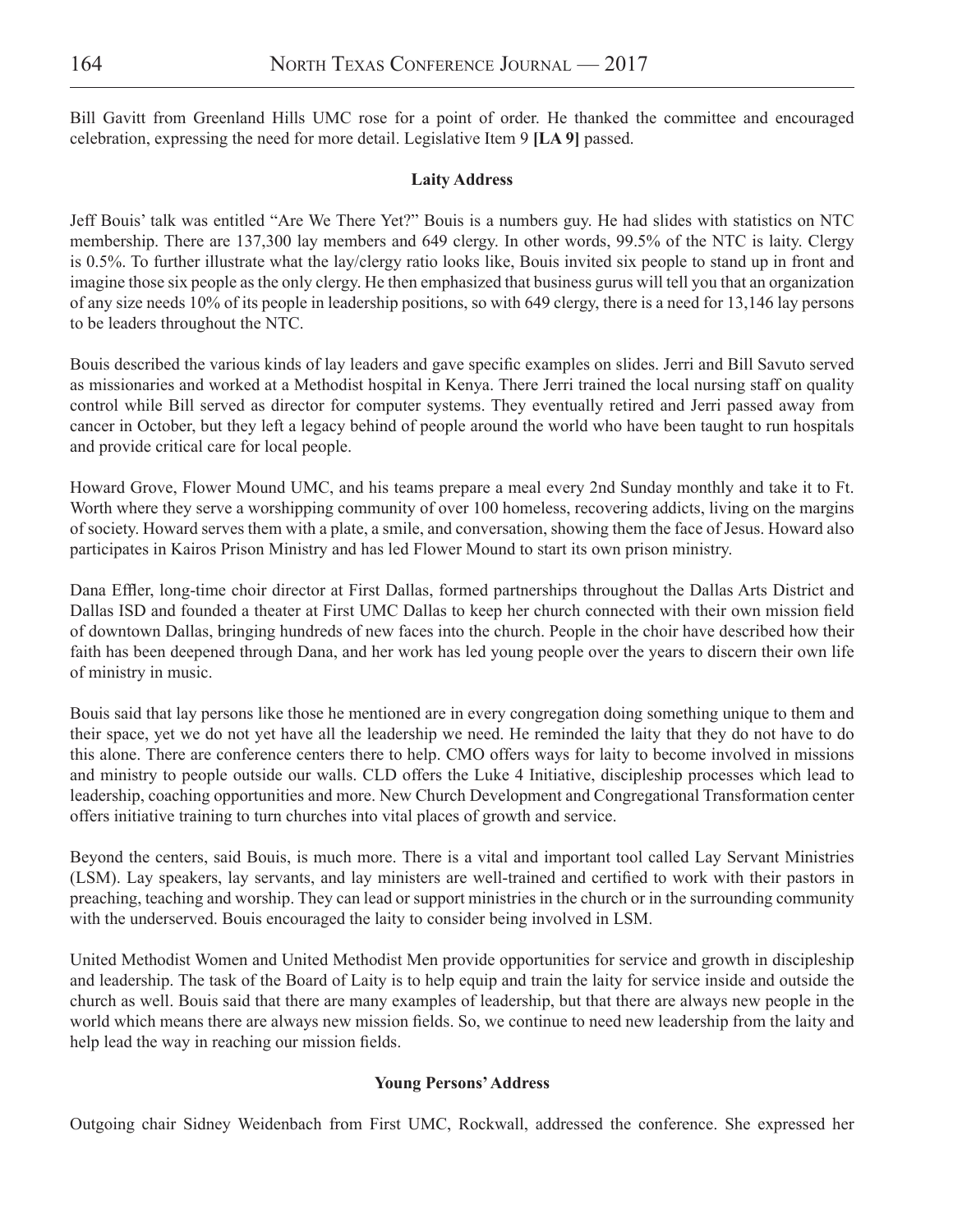Bill Gavitt from Greenland Hills UMC rose for a point of order. He thanked the committee and encouraged celebration, expressing the need for more detail. Legislative Item 9 **[LA 9]** passed.

### Laity Address

Jeff Bouis' talk was entitled "Are We There Yet?" Bouis is a numbers guy. He had slides with statistics on NTC membership. There are 137,300 lay members and 649 clergy. In other words, 99.5% of the NTC is laity. Clergy is 0.5%. To further illustrate what the lay/clergy ratio looks like, Bouis invited six people to stand up in front and imagine those six people as the only clergy. He then emphasized that business gurus will tell you that an organization of any size needs 10% of its people in leadership positions, so with 649 clergy, there is a need for 13,146 lay persons to be leaders throughout the NTC.

Bouis described the various kinds of lay leaders and gave specific examples on slides. Jerri and Bill Savuto served as missionaries and worked at a Methodist hospital in Kenya. There Jerri trained the local nursing staff on quality control while Bill served as director for computer systems. They eventually retired and Jerri passed away from cancer in October, but they left a legacy behind of people around the world who have been taught to run hospitals and provide critical care for local people.

Howard Grove, Flower Mound UMC, and his teams prepare a meal every 2nd Sunday monthly and take it to Ft. Worth where they serve a worshipping community of over 100 homeless, recovering addicts, living on the margins of society. Howard serves them with a plate, a smile, and conversation, showing them the face of Jesus. Howard also participates in Kairos Prison Ministry and has led Flower Mound to start its own prison ministry.

Dana Effler, long-time choir director at First Dallas, formed partnerships throughout the Dallas Arts District and Dallas ISD and founded a theater at First UMC Dallas to keep her church connected with their own mission field of downtown Dallas, bringing hundreds of new faces into the church. People in the choir have described how their faith has been deepened through Dana, and her work has led young people over the years to discern their own life of ministry in music.

Bouis said that lay persons like those he mentioned are in every congregation doing something unique to them and their space, yet we do not yet have all the leadership we need. He reminded the laity that they do not have to do this alone. There are conference centers there to help. CMO offers ways for laity to become involved in missions and ministry to people outside our walls. CLD offers the Luke 4 Initiative, discipleship processes which lead to leadership, coaching opportunities and more. New Church Development and Congregational Transformation center offers initiative training to turn churches into vital places of growth and service.

Beyond the centers, said Bouis, is much more. There is a vital and important tool called Lay Servant Ministries (LSM). Lay speakers, lay servants, and lay ministers are well-trained and certified to work with their pastors in preaching, teaching and worship. They can lead or support ministries in the church or in the surrounding community with the underserved. Bouis encouraged the laity to consider being involved in LSM.

United Methodist Women and United Methodist Men provide opportunities for service and growth in discipleship and leadership. The task of the Board of Laity is to help equip and train the laity for service inside and outside the church as well. Bouis said that there are many examples of leadership, but that there are always new people in the world which means there are always new mission fields. So, we continue to need new leadership from the laity and help lead the way in reaching our mission fields.

### Young Persons' Address

Outgoing chair Sidney Weidenbach from First UMC, Rockwall, addressed the conference. She expressed her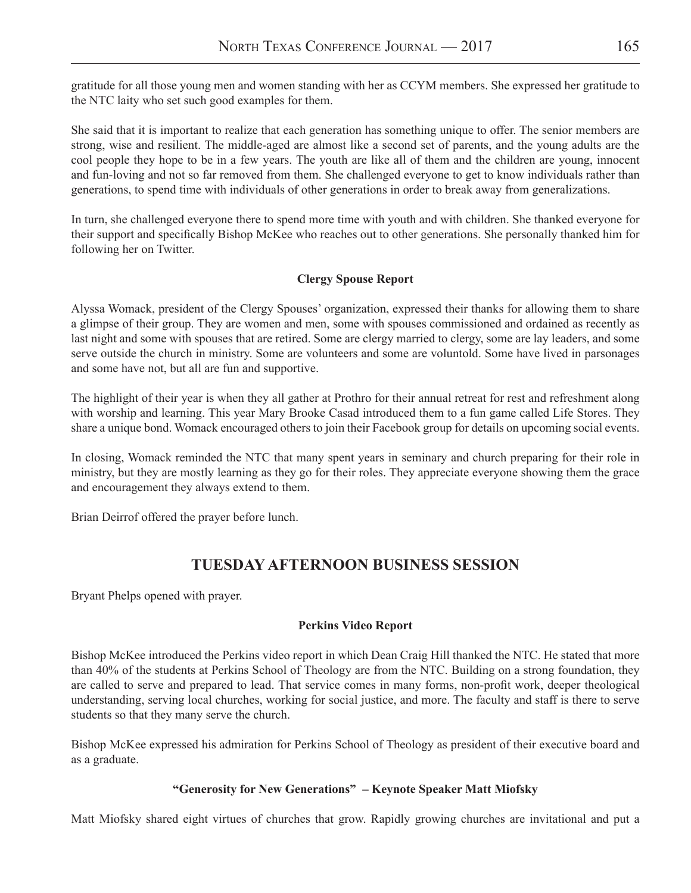gratitude for all those young men and women standing with her as CCYM members. She expressed her gratitude to the NTC laity who set such good examples for them.

She said that it is important to realize that each generation has something unique to offer. The senior members are strong, wise and resilient. The middle-aged are almost like a second set of parents, and the young adults are the cool people they hope to be in a few years. The youth are like all of them and the children are young, innocent and fun-loving and not so far removed from them. She challenged everyone to get to know individuals rather than generations, to spend time with individuals of other generations in order to break away from generalizations.

In turn, she challenged everyone there to spend more time with youth and with children. She thanked everyone for their support and specifically Bishop McKee who reaches out to other generations. She personally thanked him for following her on Twitter.

**Clergy Spouse Report**

Alyssa Womack, president of the Clergy Spouses' organization, expressed their thanks for allowing them to share a glimpse of their group. They are women and men, some with spouses commissioned and ordained as recently as last night and some with spouses that are retired. Some are clergy married to clergy, some are lay leaders, and some serve outside the church in ministry. Some are volunteers and some are voluntold. Some have lived in parsonages and some have not, but all are fun and supportive.

The highlight of their year is when they all gather at Prothro for their annual retreat for rest and refreshment along with worship and learning. This year Mary Brooke Casad introduced them to a fun game called Life Stores. They share a unique bond. Womack encouraged others to join their Facebook group for details on upcoming social events.

In closing, Womack reminded the NTC that many spent years in seminary and church preparing for their role in ministry, but they are mostly learning as they go for their roles. They appreciate everyone showing them the grace and encouragement they always extend to them.

Brian Deirrof offered the prayer before lunch.

## TUESDAY AFTERNOON BUSINESS SESSION

Bryant Phelps opened with prayer.

**Perkins Video Report**

Bishop McKee introduced the Perkins video report in which Dean Craig Hill thanked the NTC. He stated that more than 40% of the students at Perkins School of Theology are from the NTC. Building on a strong foundation, they are called to serve and prepared to lead. That service comes in many forms, non-profit work, deeper theological understanding, serving local churches, working for social justice, and more. The faculty and staff is there to serve students so that they many serve the church.

Bishop McKee expressed his admiration for Perkins School of Theology as president of their executive board and as a graduate.

**"Generosity for New Generations" – Keynote Speaker Matt Miofsky**

Matt Miofsky shared eight virtues of churches that grow. Rapidly growing churches are invitational and put a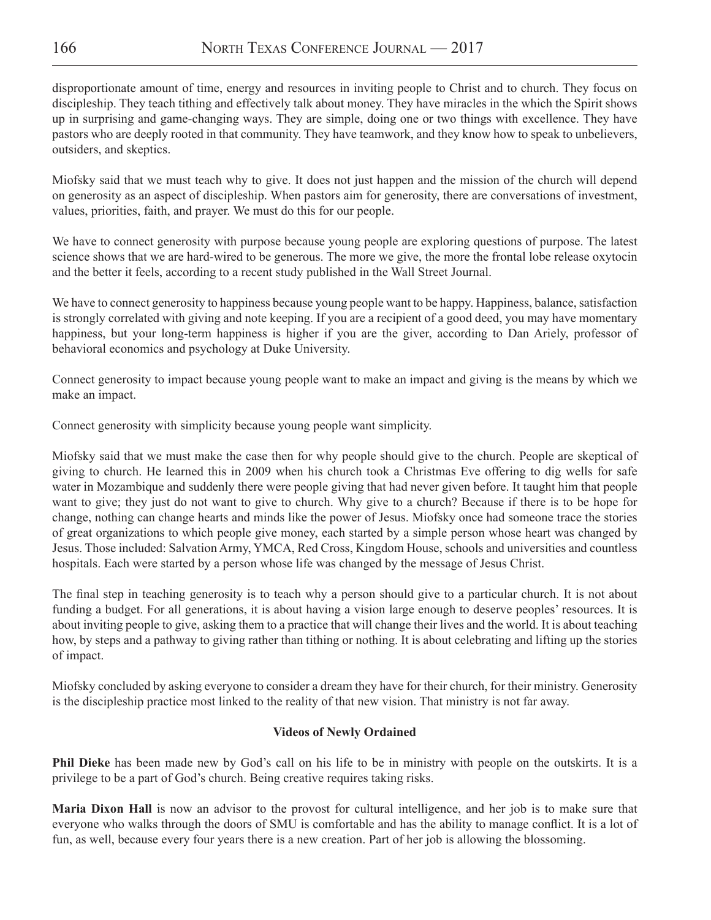disproportionate amount of time, energy and resources in inviting people to Christ and to church. They focus on discipleship. They teach tithing and effectively talk about money. They have miracles in the which the Spirit shows up in surprising and game-changing ways. They are simple, doing one or two things with excellence. They have pastors who are deeply rooted in that community. They have teamwork, and they know how to speak to unbelievers, outsiders, and skeptics.

Miofsky said that we must teach why to give. It does not just happen and the mission of the church will depend on generosity as an aspect of discipleship. When pastors aim for generosity, there are conversations of investment, values, priorities, faith, and prayer. We must do this for our people.

We have to connect generosity with purpose because young people are exploring questions of purpose. The latest science shows that we are hard-wired to be generous. The more we give, the more the frontal lobe release oxytocin and the better it feels, according to a recent study published in the Wall Street Journal.

We have to connect generosity to happiness because young people want to be happy. Happiness, balance, satisfaction is strongly correlated with giving and note keeping. If you are a recipient of a good deed, you may have momentary happiness, but your long-term happiness is higher if you are the giver, according to Dan Ariely, professor of behavioral economics and psychology at Duke University.

Connect generosity to impact because young people want to make an impact and giving is the means by which we make an impact.

Connect generosity with simplicity because young people want simplicity.

Miofsky said that we must make the case then for why people should give to the church. People are skeptical of giving to church. He learned this in 2009 when his church took a Christmas Eve offering to dig wells for safe water in Mozambique and suddenly there were people giving that had never given before. It taught him that people want to give; they just do not want to give to church. Why give to a church? Because if there is to be hope for change, nothing can change hearts and minds like the power of Jesus. Miofsky once had someone trace the stories of great organizations to which people give money, each started by a simple person whose heart was changed by Jesus. Those included: Salvation Army, YMCA, Red Cross, Kingdom House, schools and universities and countless hospitals. Each were started by a person whose life was changed by the message of Jesus Christ.

The final step in teaching generosity is to teach why a person should give to a particular church. It is not about funding a budget. For all generations, it is about having a vision large enough to deserve peoples' resources. It is about inviting people to give, asking them to a practice that will change their lives and the world. It is about teaching how, by steps and a pathway to giving rather than tithing or nothing. It is about celebrating and lifting up the stories of impact.

Miofsky concluded by asking everyone to consider a dream they have for their church, for their ministry. Generosity is the discipleship practice most linked to the reality of that new vision. That ministry is not far away.

**Videos of Newly Ordained**

**Phil Dieke** has been made new by God's call on his life to be in ministry with people on the outskirts. It is a privilege to be a part of God's church. Being creative requires taking risks.

**Maria Dixon Hall** is now an advisor to the provost for cultural intelligence, and her job is to make sure that everyone who walks through the doors of SMU is comfortable and has the ability to manage conflict. It is a lot of fun, as well, because every four years there is a new creation. Part of her job is allowing the blossoming.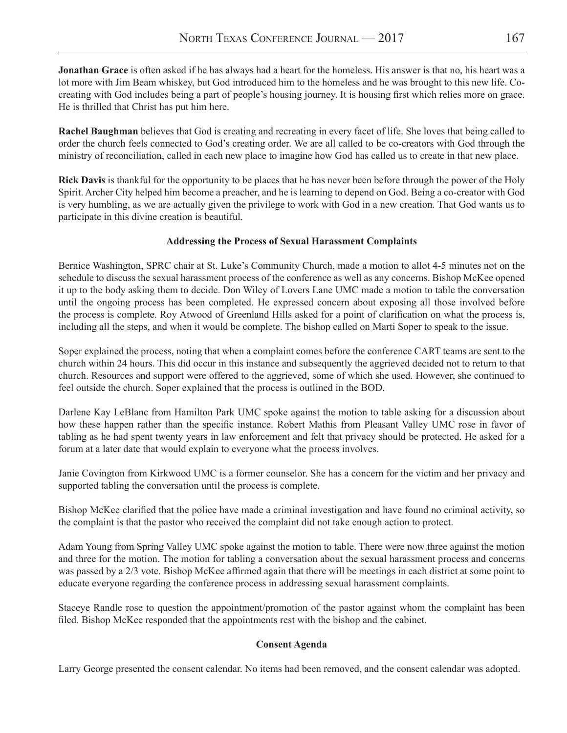**Jonathan Grace** is often asked if he has always had a heart for the homeless. His answer is that no, his heart was a lot more with Jim Beam whiskey, but God introduced him to the homeless and he was brought to this new life. Co-creating with God includes being a part of people's housing journey. It is housing first which relies more on grace. He is thrilled that Christ has put him here.

**Rachel Baughman** believes that God is creating and recreating in every facet of life. She loves that being called to order the church feels connected to God's creating order. We are all called to be co-creators with God through the ministry of reconciliation, called in each new place to imagine how God has called us to create in that new place.

**Rick Davis** is thankful for the opportunity to be places that he has never been before through the power of the Holy Spirit. Archer City helped him become a preacher, and he is learning to depend on God. Being a co-creator with God is very humbling, as we are actually given the privilege to work with God in a new creation. That God wants us to participate in this divine creation is beautiful.

### Addressing the Process of Sexual Harassment Complaints

Bernice Washington, SPRC chair at St. Luke's Community Church, made a motion to allot 4-5 minutes not on the schedule to discuss the sexual harassment process of the conference as well as any concerns. Bishop McKee opened it up to the body asking them to decide. Don Wiley of Lovers Lane UMC made a motion to table the conversation until the ongoing process has been completed. He expressed concern about exposing all those involved before the process is complete. Roy Atwood of Greenland Hills asked for a point of clarification on what the process is, including all the steps, and when it would be complete. The bishop called on Marti Soper to speak to the issue.

Soper explained the process, noting that when a complaint comes before the conference CART teams are sent to the church within 24 hours. This did occur in this instance and subsequently the aggrieved decided not to return to that church. Resources and support were offered to the aggrieved, some of which she used. However, she continued to feel outside the church. Soper explained that the process is outlined in the BOD.

Darlene Kay LeBlanc from Hamilton Park UMC spoke against the motion to table asking for a discussion about how these happen rather than the specific instance. Robert Mathis from Pleasant Valley UMC rose in favor of tabling as he had spent twenty years in law enforcement and felt that privacy should be protected. He asked for a forum at a later date that would explain to everyone what the process involves.

Janie Covington from Kirkwood UMC is a former counselor. She has a concern for the victim and her privacy and supported tabling the conversation until the process is complete.

Bishop McKee clarified that the police have made a criminal investigation and have found no criminal activity, so the complaint is that the pastor who received the complaint did not take enough action to protect.

Adam Young from Spring Valley UMC spoke against the motion to table. There were now three against the motion and three for the motion. The motion for tabling a conversation about the sexual harassment process and concerns was passed by a 2/3 vote. Bishop McKee affirmed again that there will be meetings in each district at some point to educate everyone regarding the conference process in addressing sexual harassment complaints.

Staceye Randle rose to question the appointment/promotion of the pastor against whom the complaint has been filed. Bishop McKee responded that the appointments rest with the bishop and the cabinet.

### Consent Agenda

Larry George presented the consent calendar. No items had been removed, and the consent calendar was adopted.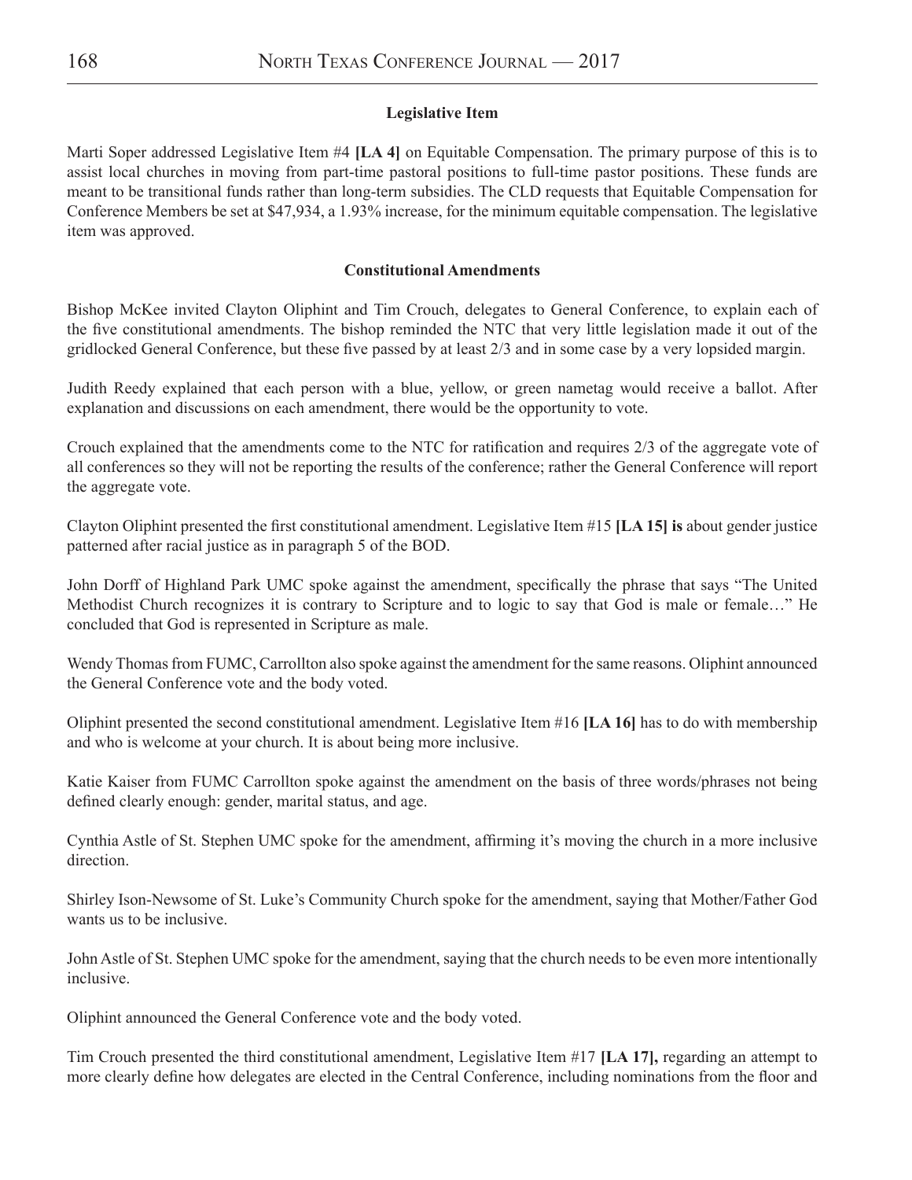**Legislative Item**

Marti Soper addressed Legislative Item #4 **[LA 4]** on Equitable Compensation. The primary purpose of this is to assist local churches in moving from part-time pastoral positions to full-time pastor positions. These funds are meant to be transitional funds rather than long-term subsidies. The CLD requests that Equitable Compensation for Conference Members be set at $47,934, a 1.93% increase, for the minimum equitable compensation. The legislative item was approved.

**Constitutional Amendments**

Bishop McKee invited Clayton Oliphint and Tim Crouch, delegates to General Conference, to explain each of the five constitutional amendments. The bishop reminded the NTC that very little legislation made it out of the gridlocked General Conference, but these five passed by at least 2/3 and in some case by a very lopsided margin.

Judith Reedy explained that each person with a blue, yellow, or green nametag would receive a ballot. After explanation and discussions on each amendment, there would be the opportunity to vote.

Crouch explained that the amendments come to the NTC for ratification and requires 2/3 of the aggregate vote of all conferences so they will not be reporting the results of the conference; rather the General Conference will report the aggregate vote.

Clayton Oliphint presented the first constitutional amendment. Legislative Item #15 **[LA 15] is** about gender justice patterned after racial justice as in paragraph 5 of the BOD.

John Dorff of Highland Park UMC spoke against the amendment, specifically the phrase that says "The United Methodist Church recognizes it is contrary to Scripture and to logic to say that God is male or female…" He concluded that God is represented in Scripture as male.

Wendy Thomas from FUMC, Carrollton also spoke against the amendment for the same reasons. Oliphint announced the General Conference vote and the body voted.

Oliphint presented the second constitutional amendment. Legislative Item #16 **[LA 16]** has to do with membership and who is welcome at your church. It is about being more inclusive.

Katie Kaiser from FUMC Carrollton spoke against the amendment on the basis of three words/phrases not being defined clearly enough: gender, marital status, and age.

Cynthia Astle of St. Stephen UMC spoke for the amendment, affirming it's moving the church in a more inclusive direction.

Shirley Ison-Newsome of St. Luke's Community Church spoke for the amendment, saying that Mother/Father God wants us to be inclusive.

John Astle of St. Stephen UMC spoke for the amendment, saying that the church needs to be even more intentionally inclusive.

Oliphint announced the General Conference vote and the body voted.

Tim Crouch presented the third constitutional amendment, Legislative Item #17 **[LA 17],** regarding an attempt to more clearly define how delegates are elected in the Central Conference, including nominations from the floor and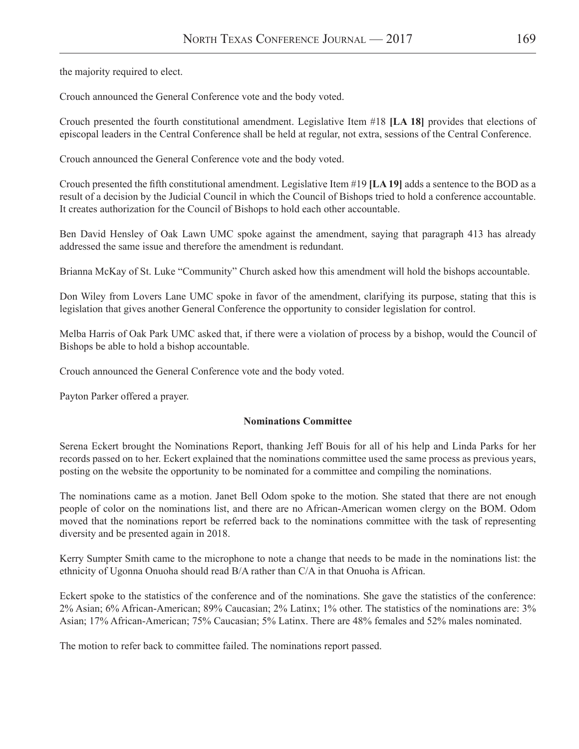the majority required to elect.

Crouch announced the General Conference vote and the body voted.

Crouch presented the fourth constitutional amendment. Legislative Item #18 **[LA 18]** provides that elections of episcopal leaders in the Central Conference shall be held at regular, not extra, sessions of the Central Conference.

Crouch announced the General Conference vote and the body voted.

Crouch presented the fifth constitutional amendment. Legislative Item #19 **[LA 19]** adds a sentence to the BOD as a result of a decision by the Judicial Council in which the Council of Bishops tried to hold a conference accountable. It creates authorization for the Council of Bishops to hold each other accountable.

Ben David Hensley of Oak Lawn UMC spoke against the amendment, saying that paragraph 413 has already addressed the same issue and therefore the amendment is redundant.

Brianna McKay of St. Luke "Community" Church asked how this amendment will hold the bishops accountable.

Don Wiley from Lovers Lane UMC spoke in favor of the amendment, clarifying its purpose, stating that this is legislation that gives another General Conference the opportunity to consider legislation for control.

Melba Harris of Oak Park UMC asked that, if there were a violation of process by a bishop, would the Council of Bishops be able to hold a bishop accountable.

Crouch announced the General Conference vote and the body voted.

Payton Parker offered a prayer.

### Nominations Committee

Serena Eckert brought the Nominations Report, thanking Jeff Bouis for all of his help and Linda Parks for her records passed on to her. Eckert explained that the nominations committee used the same process as previous years, posting on the website the opportunity to be nominated for a committee and compiling the nominations.

The nominations came as a motion. Janet Bell Odom spoke to the motion. She stated that there are not enough people of color on the nominations list, and there are no African-American women clergy on the BOM. Odom moved that the nominations report be referred back to the nominations committee with the task of representing diversity and be presented again in 2018.

Kerry Sumpter Smith came to the microphone to note a change that needs to be made in the nominations list: the ethnicity of Ugonna Onuoha should read B/A rather than C/A in that Onuoha is African.

Eckert spoke to the statistics of the conference and of the nominations. She gave the statistics of the conference: 2% Asian; 6% African-American; 89% Caucasian; 2% Latinx; 1% other. The statistics of the nominations are: 3% Asian; 17% African-American; 75% Caucasian; 5% Latinx. There are 48% females and 52% males nominated.

The motion to refer back to committee failed. The nominations report passed.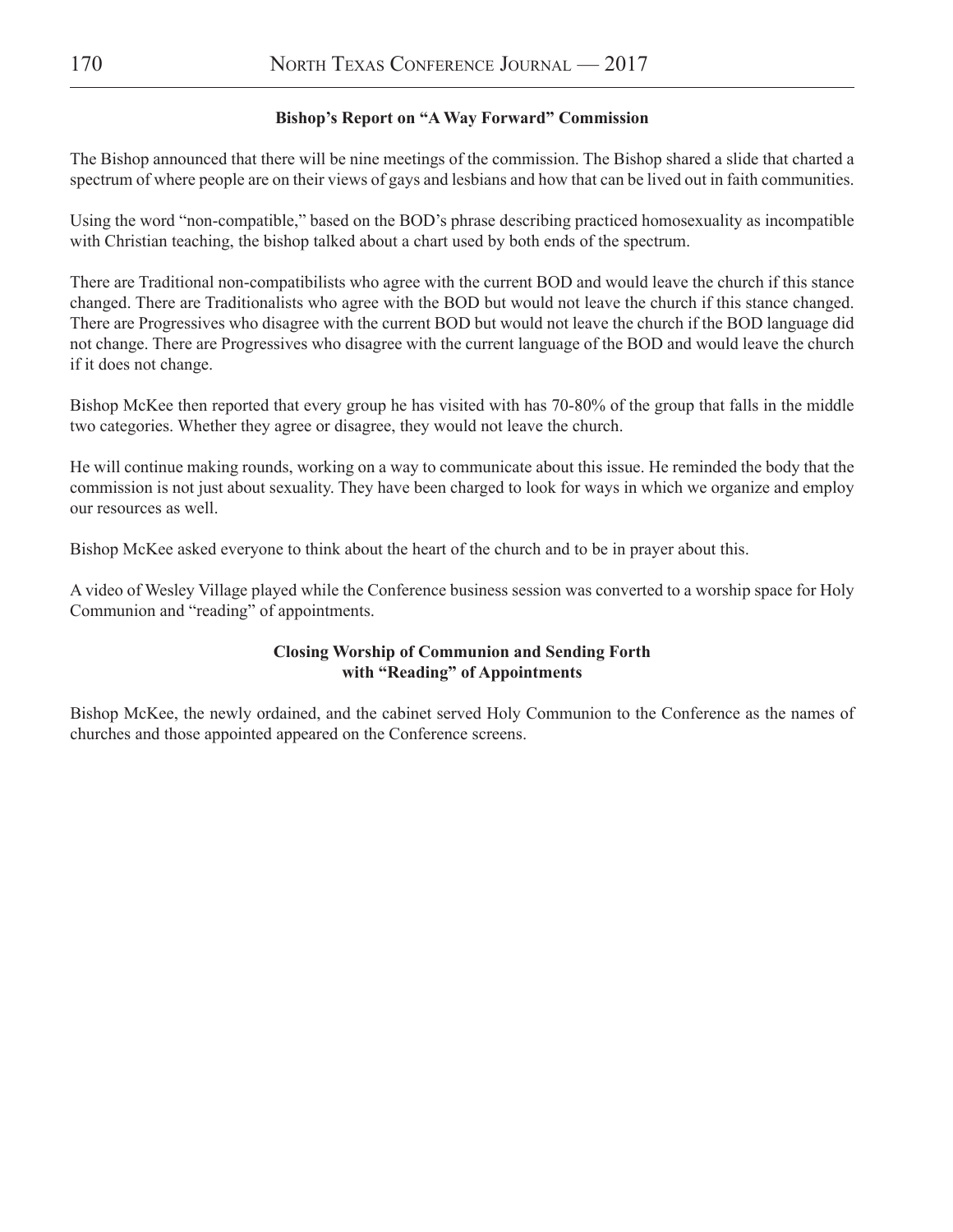### Bishop's Report on "A Way Forward" Commission

The Bishop announced that there will be nine meetings of the commission. The Bishop shared a slide that charted a spectrum of where people are on their views of gays and lesbians and how that can be lived out in faith communities.

Using the word "non-compatible," based on the BOD's phrase describing practiced homosexuality as incompatible with Christian teaching, the bishop talked about a chart used by both ends of the spectrum.

There are Traditional non-compatibilists who agree with the current BOD and would leave the church if this stance changed. There are Traditionalists who agree with the BOD but would not leave the church if this stance changed. There are Progressives who disagree with the current BOD but would not leave the church if the BOD language did not change. There are Progressives who disagree with the current language of the BOD and would leave the church if it does not change.

Bishop McKee then reported that every group he has visited with has 70-80% of the group that falls in the middle two categories. Whether they agree or disagree, they would not leave the church.

He will continue making rounds, working on a way to communicate about this issue. He reminded the body that the commission is not just about sexuality. They have been charged to look for ways in which we organize and employ our resources as well.

Bishop McKee asked everyone to think about the heart of the church and to be in prayer about this.

A video of Wesley Village played while the Conference business session was converted to a worship space for Holy Communion and "reading" of appointments.

### Closing Worship of Communion and Sending Forth with "Reading" of Appointments

Bishop McKee, the newly ordained, and the cabinet served Holy Communion to the Conference as the names of churches and those appointed appeared on the Conference screens.